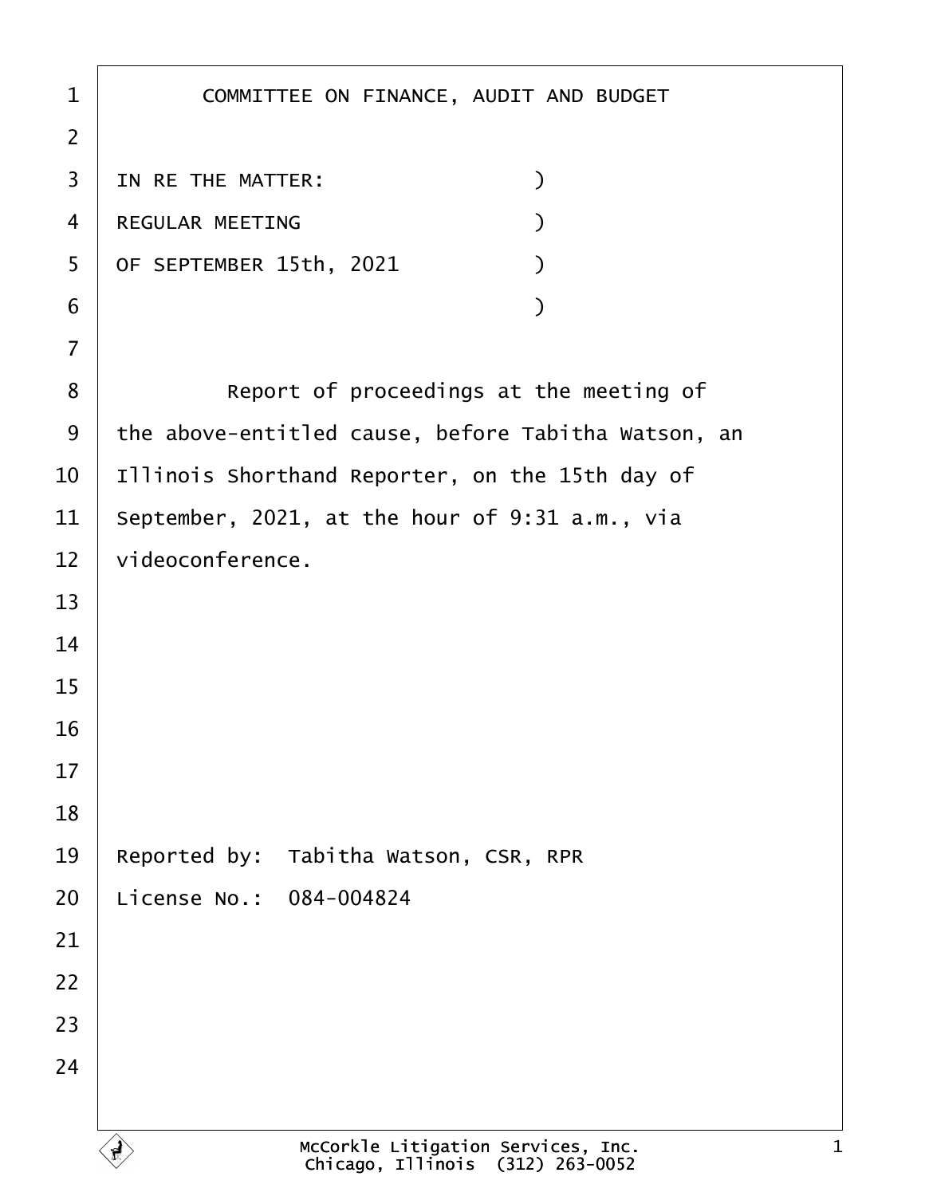# COMMITTEE ON FINANCE, AUDIT AND BUDGET

IN RE THE MATTER: )
REGULAR MEETING )
OF SEPTEMBER 15th, 2021 )
)

Report of proceedings at the meeting of the above-entitled cause, before Tabitha Watson, an Illinois Shorthand Reporter, on the 15th day of September, 2021, at the hour of 9:31 a.m., via videoconference.

Reported by: Tabitha Watson, CSR, RPR

License No.: 084-004824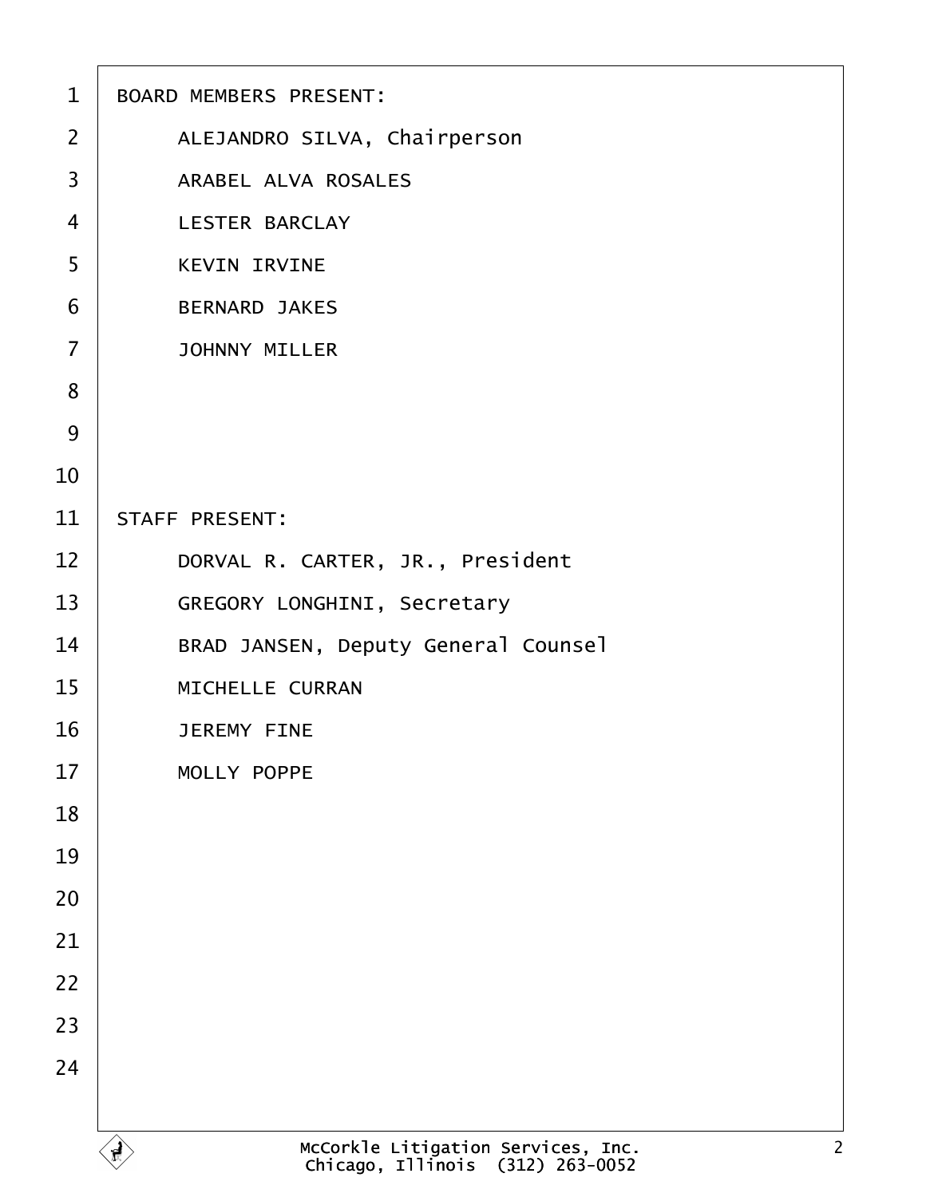BOARD MEMBERS PRESENT:

ALEJANDRO SILVA, Chairperson

ARABEL ALVA ROSALES

LESTER BARCLAY

KEVIN IRVINE

BERNARD JAKES

JOHNNY MILLER

STAFF PRESENT:

DORVAL R. CARTER, JR., President

GREGORY LONGHINI, Secretary

BRAD JANSEN, Deputy General Counsel

MICHELLE CURRAN

JEREMY FINE

MOLLY POPPE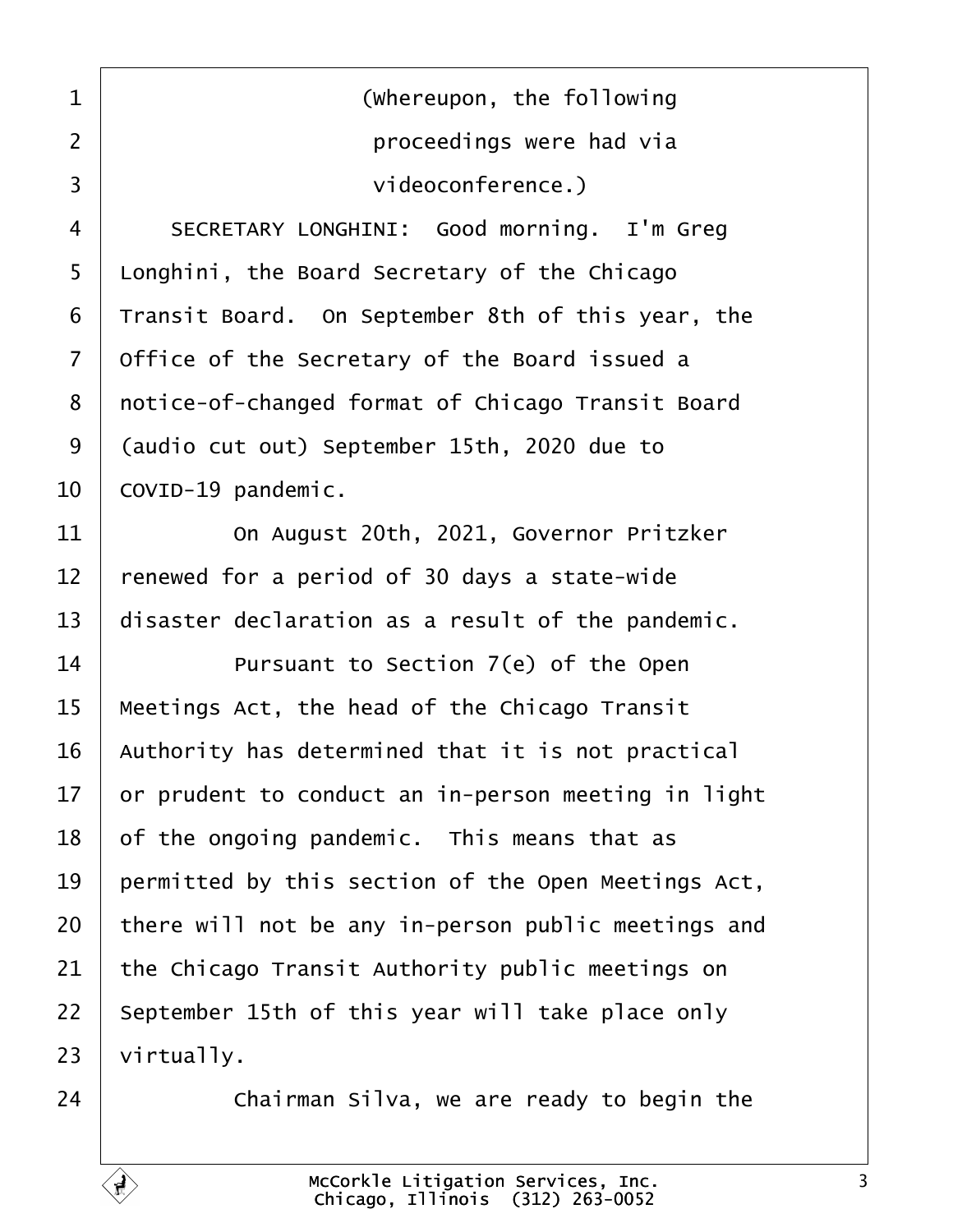(Whereupon, the following proceedings were had via videoconference.)

SECRETARY LONGHINI: Good morning. I'm Greg Longhini, the Board Secretary of the Chicago Transit Board. On September 8th of this year, the Office of the Secretary of the Board issued a notice-of-changed format of Chicago Transit Board (audio cut out) September 15th, 2020 due to COVID-19 pandemic.

On August 20th, 2021, Governor Pritzker renewed for a period of 30 days a state-wide disaster declaration as a result of the pandemic.

Pursuant to Section 7(e) of the Open Meetings Act, the head of the Chicago Transit Authority has determined that it is not practical or prudent to conduct an in-person meeting in light of the ongoing pandemic. This means that as permitted by this section of the Open Meetings Act, there will not be any in-person public meetings and the Chicago Transit Authority public meetings on September 15th of this year will take place only virtually.

Chairman Silva, we are ready to begin the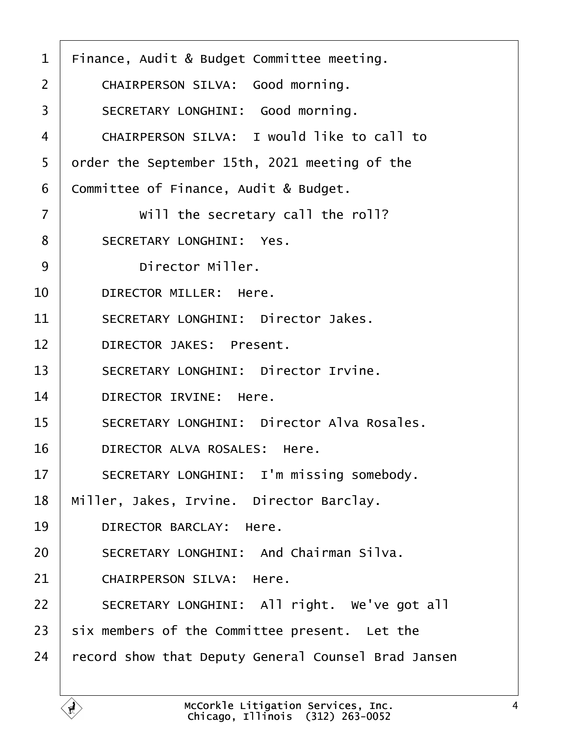Finance, Audit & Budget Committee meeting.

CHAIRPERSON SILVA: Good morning.

SECRETARY LONGHINI: Good morning.

CHAIRPERSON SILVA: I would like to call to order the September 15th, 2021 meeting of the Committee of Finance, Audit & Budget.

Will the secretary call the roll?

SECRETARY LONGHINI: Yes.

Director Miller.

DIRECTOR MILLER: Here.

SECRETARY LONGHINI: Director Jakes.

DIRECTOR JAKES: Present.

SECRETARY LONGHINI: Director Irvine.

DIRECTOR IRVINE: Here.

SECRETARY LONGHINI: Director Alva Rosales.

DIRECTOR ALVA ROSALES: Here.

SECRETARY LONGHINI: I'm missing somebody. Miller, Jakes, Irvine. Director Barclay.

DIRECTOR BARCLAY: Here.

SECRETARY LONGHINI: And Chairman Silva.

CHAIRPERSON SILVA: Here.

SECRETARY LONGHINI: All right. We've got all six members of the Committee present. Let the record show that Deputy General Counsel Brad Jansen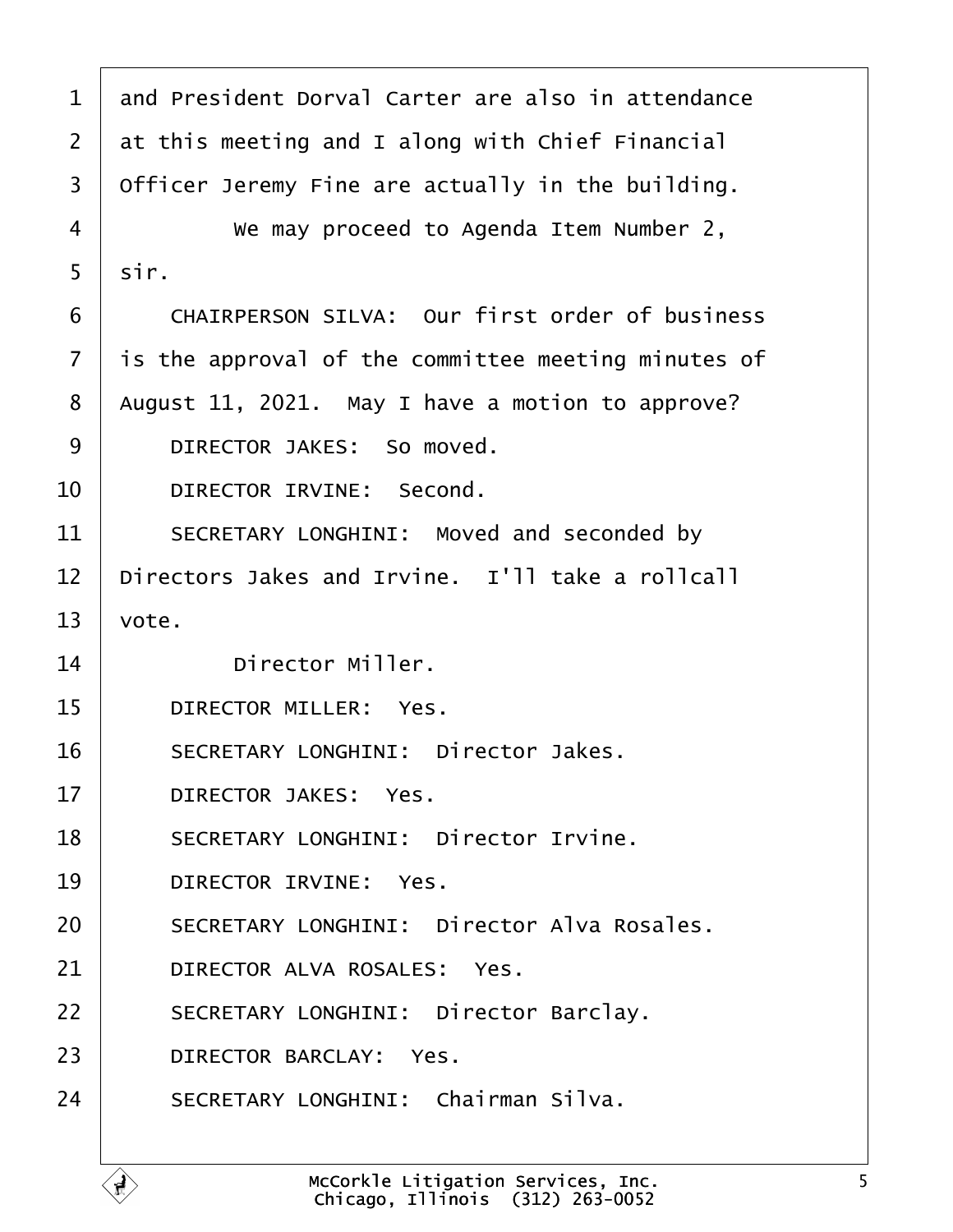and President Dorval Carter are also in attendance at this meeting and I along with Chief Financial Officer Jeremy Fine are actually in the building.

We may proceed to Agenda Item Number 2, sir.

CHAIRPERSON SILVA: Our first order of business is the approval of the committee meeting minutes of August 11, 2021. May I have a motion to approve?

DIRECTOR JAKES: So moved.

DIRECTOR IRVINE: Second.

SECRETARY LONGHINI: Moved and seconded by Directors Jakes and Irvine. I'll take a rollcall vote.

Director Miller.

DIRECTOR MILLER: Yes.

SECRETARY LONGHINI: Director Jakes.

DIRECTOR JAKES: Yes.

SECRETARY LONGHINI: Director Irvine.

DIRECTOR IRVINE: Yes.

SECRETARY LONGHINI: Director Alva Rosales.

DIRECTOR ALVA ROSALES: Yes.

SECRETARY LONGHINI: Director Barclay.

DIRECTOR BARCLAY: Yes.

SECRETARY LONGHINI: Chairman Silva.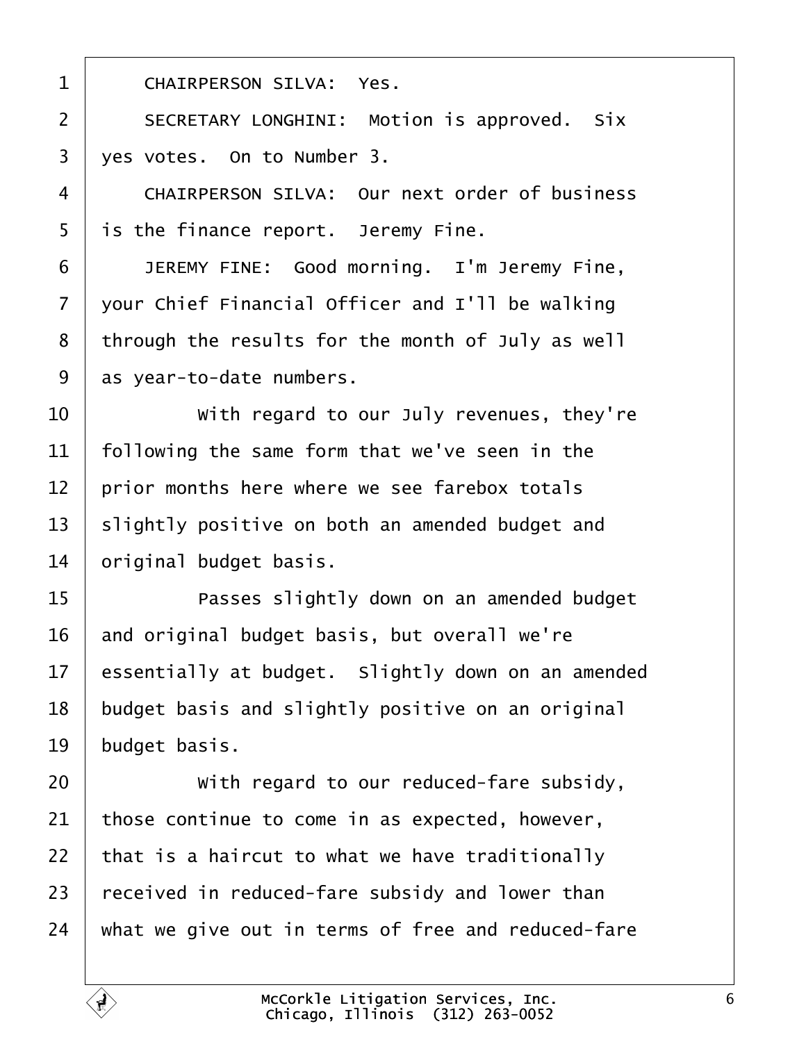CHAIRPERSON SILVA: Yes.

SECRETARY LONGHINI: Motion is approved. Six yes votes. On to Number 3.

CHAIRPERSON SILVA: Our next order of business is the finance report. Jeremy Fine.

JEREMY FINE: Good morning. I'm Jeremy Fine, your Chief Financial Officer and I'll be walking through the results for the month of July as well as year-to-date numbers.

With regard to our July revenues, they're following the same form that we've seen in the prior months here where we see farebox totals slightly positive on both an amended budget and original budget basis.

Passes slightly down on an amended budget and original budget basis, but overall we're essentially at budget. Slightly down on an amended budget basis and slightly positive on an original budget basis.

With regard to our reduced-fare subsidy, those continue to come in as expected, however, that is a haircut to what we have traditionally received in reduced-fare subsidy and lower than what we give out in terms of free and reduced-fare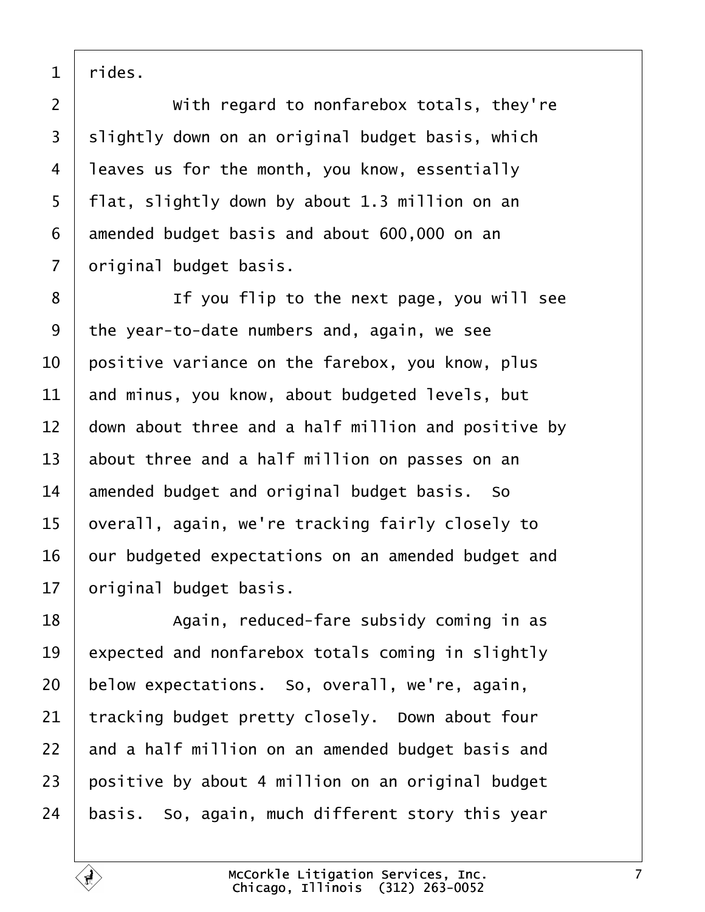rides.

With regard to nonfarebox totals, they're slightly down on an original budget basis, which leaves us for the month, you know, essentially flat, slightly down by about 1.3 million on an amended budget basis and about 600,000 on an original budget basis.

If you flip to the next page, you will see the year-to-date numbers and, again, we see positive variance on the farebox, you know, plus and minus, you know, about budgeted levels, but down about three and a half million and positive by about three and a half million on passes on an amended budget and original budget basis. So overall, again, we're tracking fairly closely to our budgeted expectations on an amended budget and original budget basis.

Again, reduced-fare subsidy coming in as expected and nonfarebox totals coming in slightly below expectations. So, overall, we're, again, tracking budget pretty closely. Down about four and a half million on an amended budget basis and positive by about 4 million on an original budget basis. So, again, much different story this year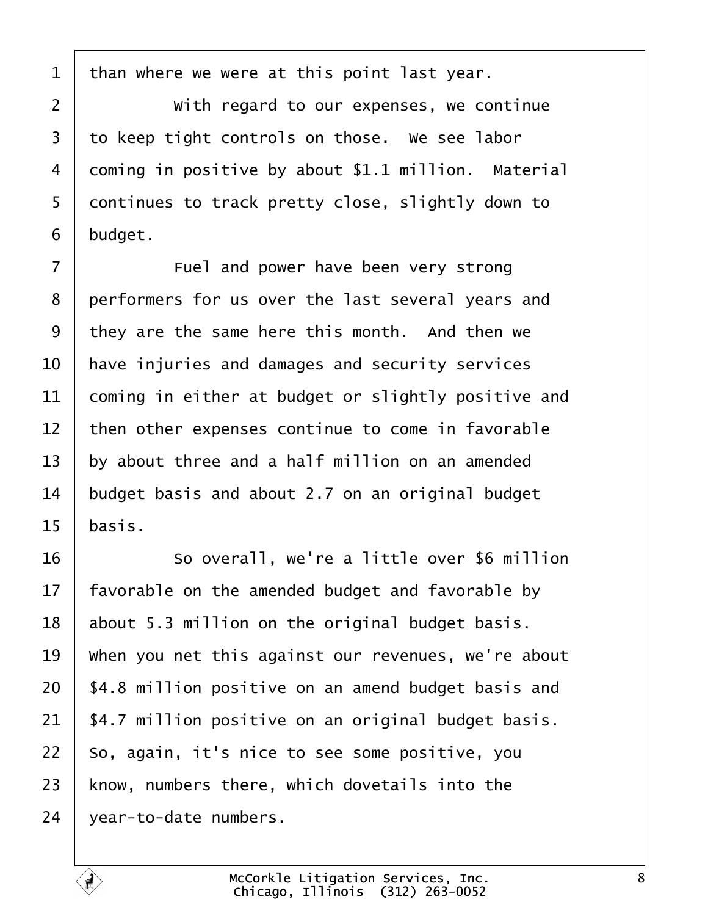than where we were at this point last year.

With regard to our expenses, we continue to keep tight controls on those. We see labor coming in positive by about $1.1 million. Material continues to track pretty close, slightly down to budget.

Fuel and power have been very strong performers for us over the last several years and they are the same here this month. And then we have injuries and damages and security services coming in either at budget or slightly positive and then other expenses continue to come in favorable by about three and a half million on an amended budget basis and about 2.7 on an original budget basis.

So overall, we're a little over $6 million favorable on the amended budget and favorable by about 5.3 million on the original budget basis. When you net this against our revenues, we're about $4.8 million positive on an amend budget basis and $4.7 million positive on an original budget basis. So, again, it's nice to see some positive, you know, numbers there, which dovetails into the year-to-date numbers.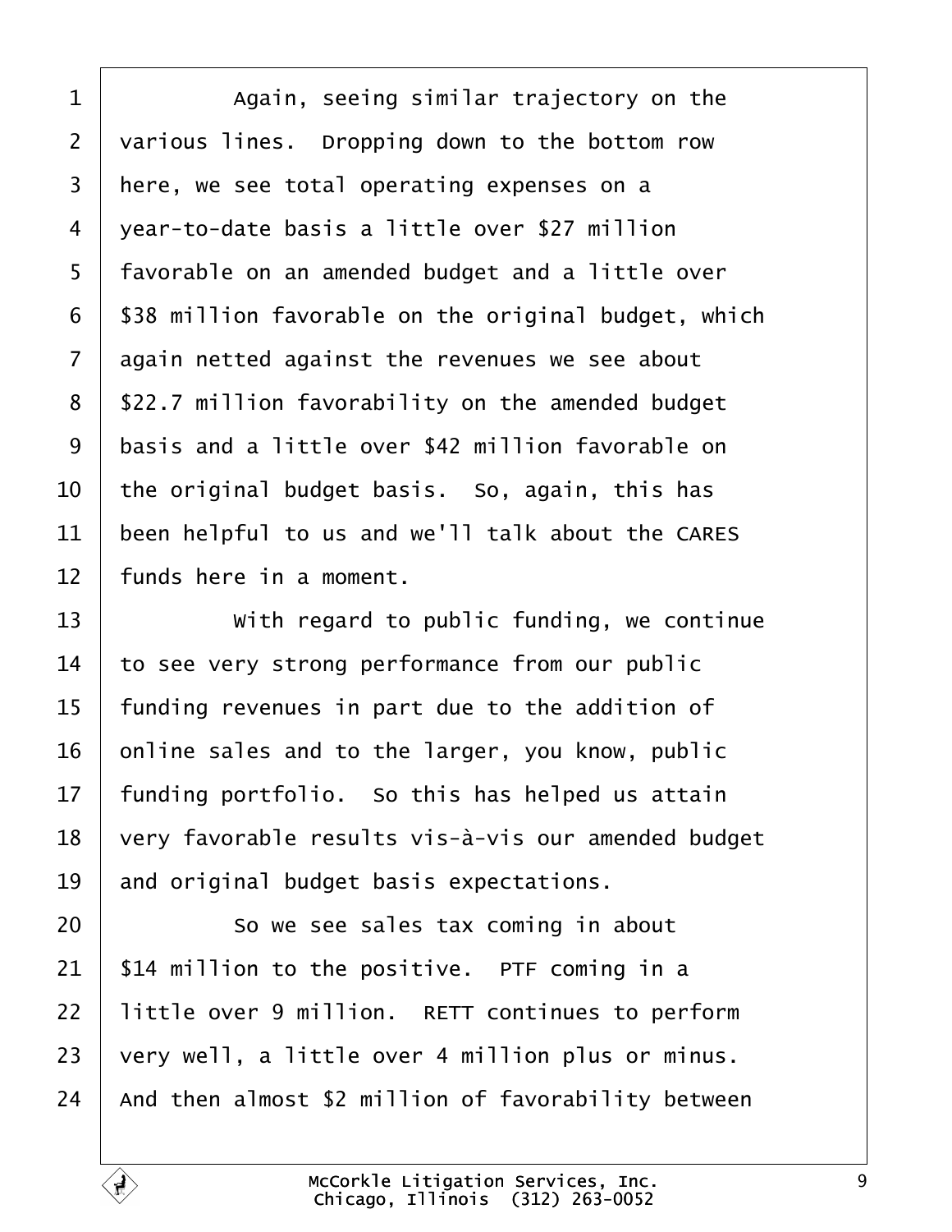Again, seeing similar trajectory on the various lines. Dropping down to the bottom row here, we see total operating expenses on a year-to-date basis a little over $27 million favorable on an amended budget and a little over $38 million favorable on the original budget, which again netted against the revenues we see about $22.7 million favorability on the amended budget basis and a little over $42 million favorable on the original budget basis. So, again, this has been helpful to us and we'll talk about the CARES funds here in a moment.

With regard to public funding, we continue to see very strong performance from our public funding revenues in part due to the addition of online sales and to the larger, you know, public funding portfolio. So this has helped us attain very favorable results vis-à-vis our amended budget and original budget basis expectations.

So we see sales tax coming in about $14 million to the positive. PTF coming in a little over 9 million. RETT continues to perform very well, a little over 4 million plus or minus. And then almost $2 million of favorability between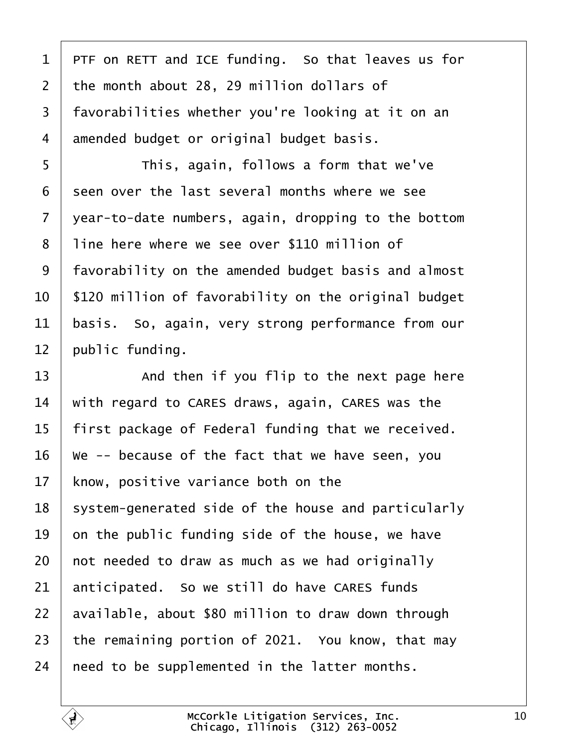PTF on RETT and ICE funding. So that leaves us for the month about 28, 29 million dollars of favorabilities whether you're looking at it on an amended budget or original budget basis.

This, again, follows a form that we've seen over the last several months where we see year-to-date numbers, again, dropping to the bottom line here where we see over $110 million of favorability on the amended budget basis and almost $120 million of favorability on the original budget basis. So, again, very strong performance from our public funding.

And then if you flip to the next page here with regard to CARES draws, again, CARES was the first package of Federal funding that we received. We -- because of the fact that we have seen, you know, positive variance both on the system-generated side of the house and particularly on the public funding side of the house, we have not needed to draw as much as we had originally anticipated. So we still do have CARES funds available, about $80 million to draw down through the remaining portion of 2021. You know, that may need to be supplemented in the latter months.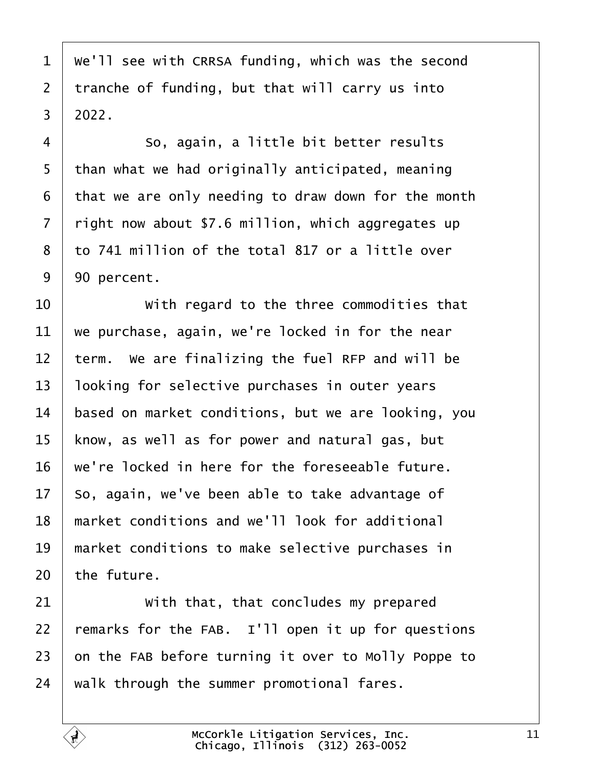1 We'll see with CRRSA funding, which was the second
2 tranche of funding, but that will carry us into
3 2022.
4 So, again, a little bit better results
5 than what we had originally anticipated, meaning
6 that we are only needing to draw down for the month
7 right now about $7.6 million, which aggregates up
8 to 741 million of the total 817 or a little over
9 90 percent.
10 With regard to the three commodities that
11 we purchase, again, we're locked in for the near
12 term. We are finalizing the fuel RFP and will be
13 looking for selective purchases in outer years
14 based on market conditions, but we are looking, you
15 know, as well as for power and natural gas, but
16 we're locked in here for the foreseeable future.
17 So, again, we've been able to take advantage of
18 market conditions and we'll look for additional
19 market conditions to make selective purchases in
20 the future.
21 With that, that concludes my prepared
22 remarks for the FAB. I'll open it up for questions
23 on the FAB before turning it over to Molly Poppe to
24 walk through the summer promotional fares.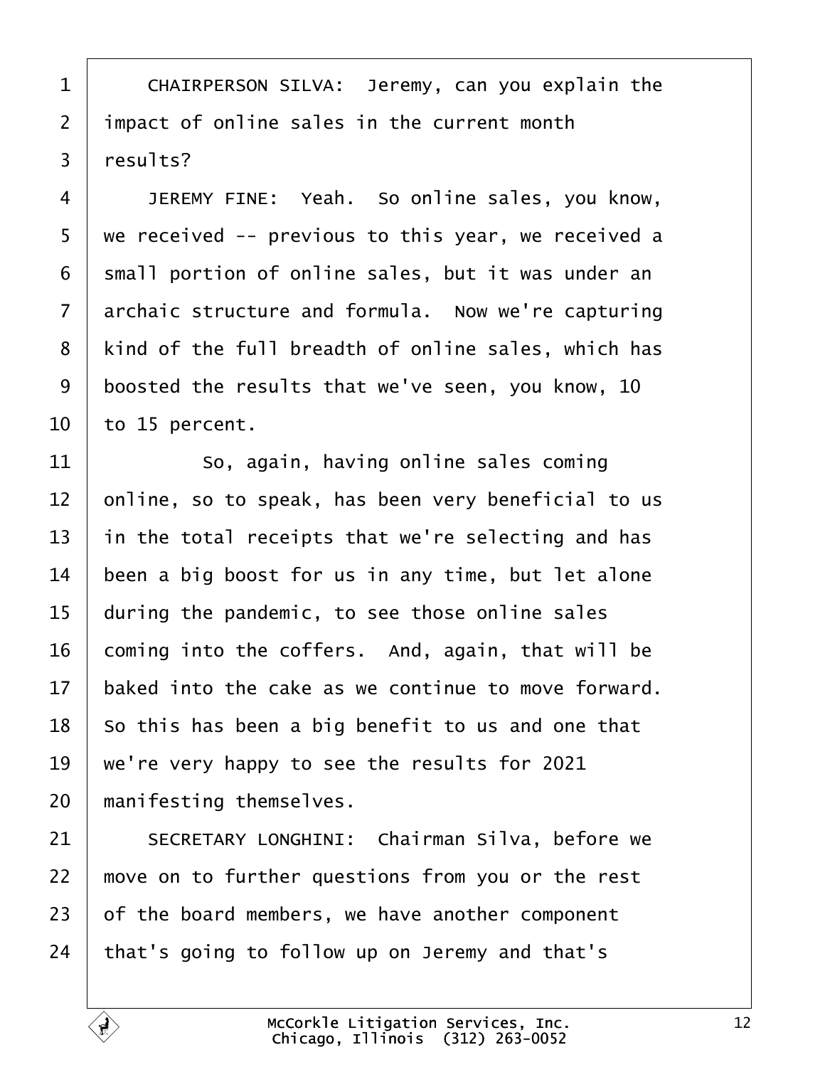CHAIRPERSON SILVA: Jeremy, can you explain the impact of online sales in the current month results?

JEREMY FINE: Yeah. So online sales, you know, we received -- previous to this year, we received a small portion of online sales, but it was under an archaic structure and formula. Now we're capturing kind of the full breadth of online sales, which has boosted the results that we've seen, you know, 10 to 15 percent.

So, again, having online sales coming online, so to speak, has been very beneficial to us in the total receipts that we're selecting and has been a big boost for us in any time, but let alone during the pandemic, to see those online sales coming into the coffers. And, again, that will be baked into the cake as we continue to move forward. So this has been a big benefit to us and one that we're very happy to see the results for 2021 manifesting themselves.

SECRETARY LONGHINI: Chairman Silva, before we move on to further questions from you or the rest of the board members, we have another component that's going to follow up on Jeremy and that's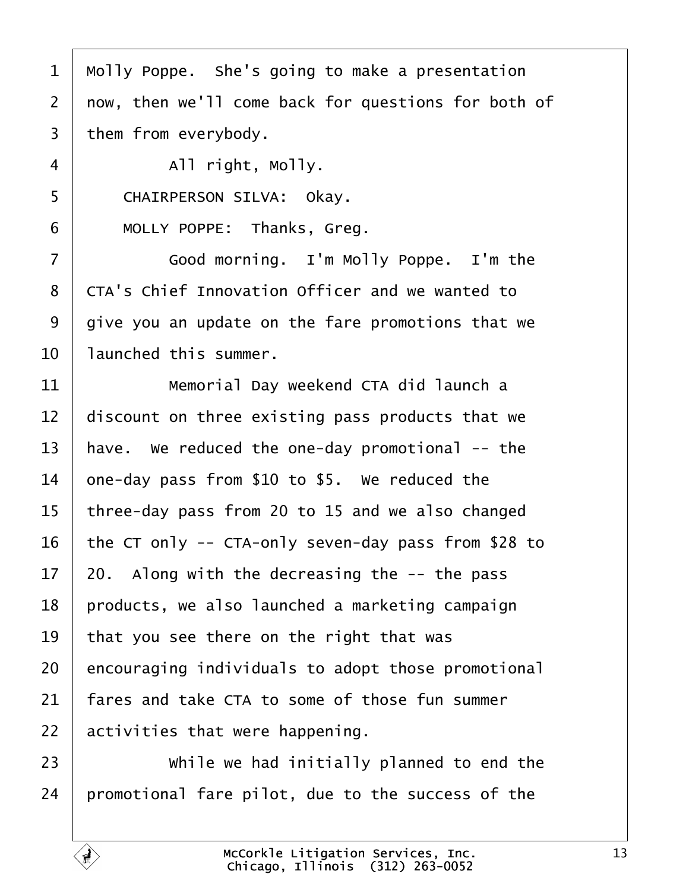Molly Poppe. She's going to make a presentation now, then we'll come back for questions for both of them from everybody.

All right, Molly.

CHAIRPERSON SILVA: Okay.

MOLLY POPPE: Thanks, Greg.

Good morning. I'm Molly Poppe. I'm the CTA's Chief Innovation Officer and we wanted to give you an update on the fare promotions that we launched this summer.

Memorial Day weekend CTA did launch a discount on three existing pass products that we have. We reduced the one-day promotional -- the one-day pass from $10 to $5. We reduced the three-day pass from 20 to 15 and we also changed the CT only -- CTA-only seven-day pass from $28 to 20. Along with the decreasing the -- the pass products, we also launched a marketing campaign that you see there on the right that was encouraging individuals to adopt those promotional fares and take CTA to some of those fun summer activities that were happening.

While we had initially planned to end the promotional fare pilot, due to the success of the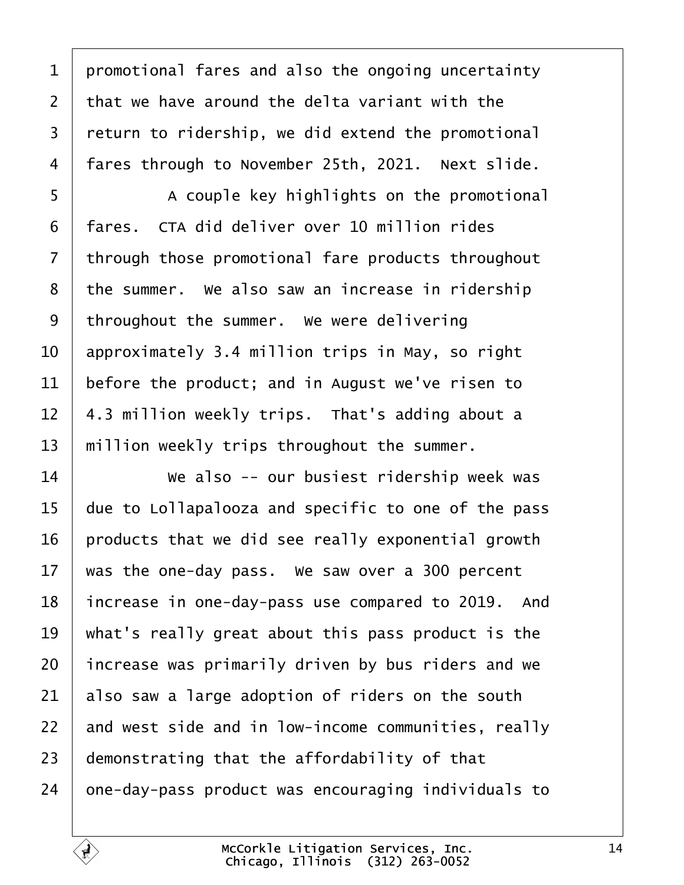promotional fares and also the ongoing uncertainty that we have around the delta variant with the return to ridership, we did extend the promotional fares through to November 25th, 2021. Next slide.

A couple key highlights on the promotional fares. CTA did deliver over 10 million rides through those promotional fare products throughout the summer. We also saw an increase in ridership throughout the summer. We were delivering approximately 3.4 million trips in May, so right before the product; and in August we've risen to 4.3 million weekly trips. That's adding about a million weekly trips throughout the summer.

We also -- our busiest ridership week was due to Lollapalooza and specific to one of the pass products that we did see really exponential growth was the one-day pass. We saw over a 300 percent increase in one-day-pass use compared to 2019. And what's really great about this pass product is the increase was primarily driven by bus riders and we also saw a large adoption of riders on the south and west side and in low-income communities, really demonstrating that the affordability of that one-day-pass product was encouraging individuals to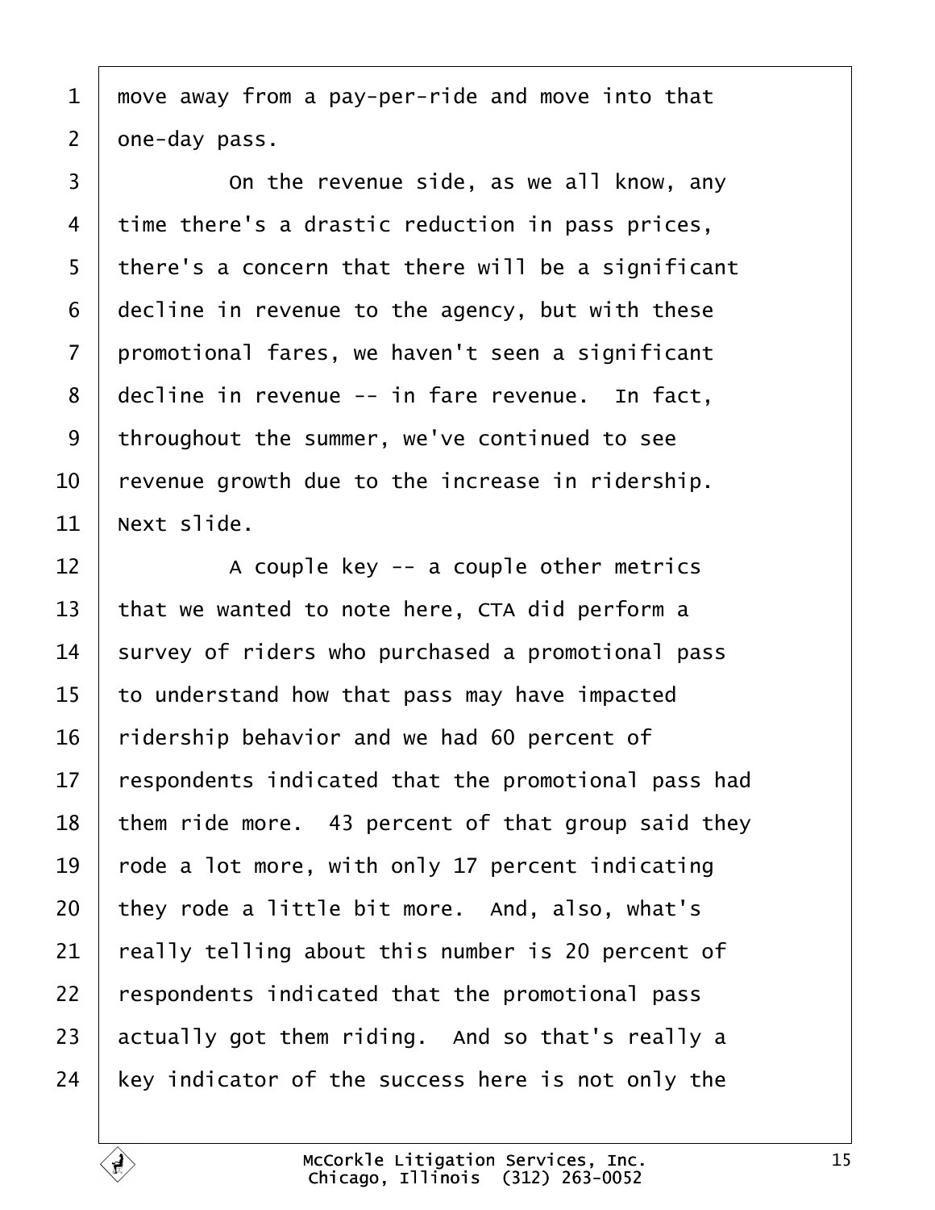move away from a pay-per-ride and move into that one-day pass.

On the revenue side, as we all know, any time there's a drastic reduction in pass prices, there's a concern that there will be a significant decline in revenue to the agency, but with these promotional fares, we haven't seen a significant decline in revenue -- in fare revenue. In fact, throughout the summer, we've continued to see revenue growth due to the increase in ridership. Next slide.

A couple key -- a couple other metrics that we wanted to note here, CTA did perform a survey of riders who purchased a promotional pass to understand how that pass may have impacted ridership behavior and we had 60 percent of respondents indicated that the promotional pass had them ride more. 43 percent of that group said they rode a lot more, with only 17 percent indicating they rode a little bit more. And, also, what's really telling about this number is 20 percent of respondents indicated that the promotional pass actually got them riding. And so that's really a key indicator of the success here is not only the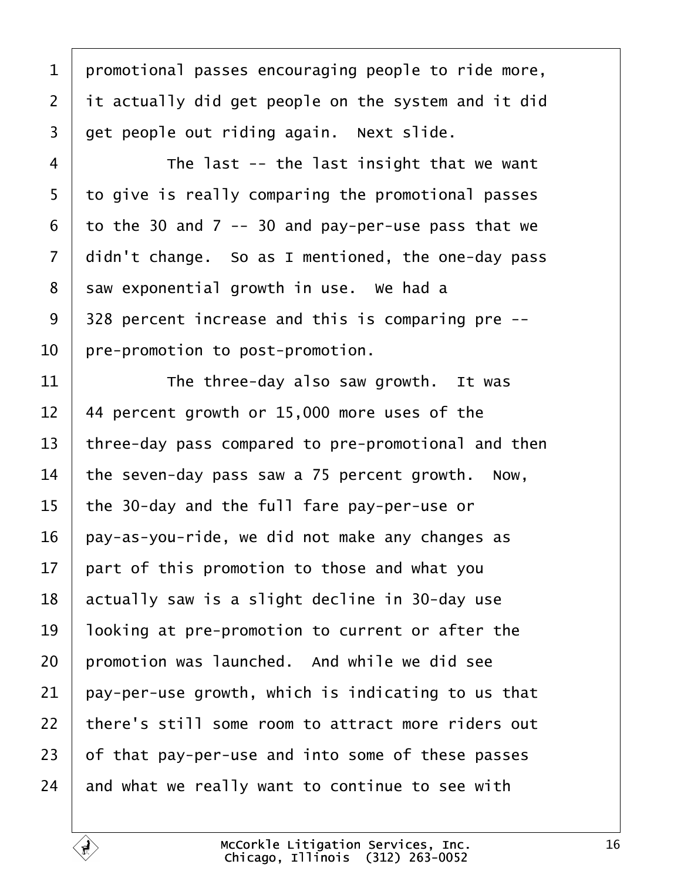promotional passes encouraging people to ride more, it actually did get people on the system and it did get people out riding again. Next slide.

The last -- the last insight that we want to give is really comparing the promotional passes to the 30 and 7 -- 30 and pay-per-use pass that we didn't change. So as I mentioned, the one-day pass saw exponential growth in use. We had a 328 percent increase and this is comparing pre -- pre-promotion to post-promotion.

The three-day also saw growth. It was 44 percent growth or 15,000 more uses of the three-day pass compared to pre-promotional and then the seven-day pass saw a 75 percent growth. Now, the 30-day and the full fare pay-per-use or pay-as-you-ride, we did not make any changes as part of this promotion to those and what you actually saw is a slight decline in 30-day use looking at pre-promotion to current or after the promotion was launched. And while we did see pay-per-use growth, which is indicating to us that there's still some room to attract more riders out of that pay-per-use and into some of these passes and what we really want to continue to see with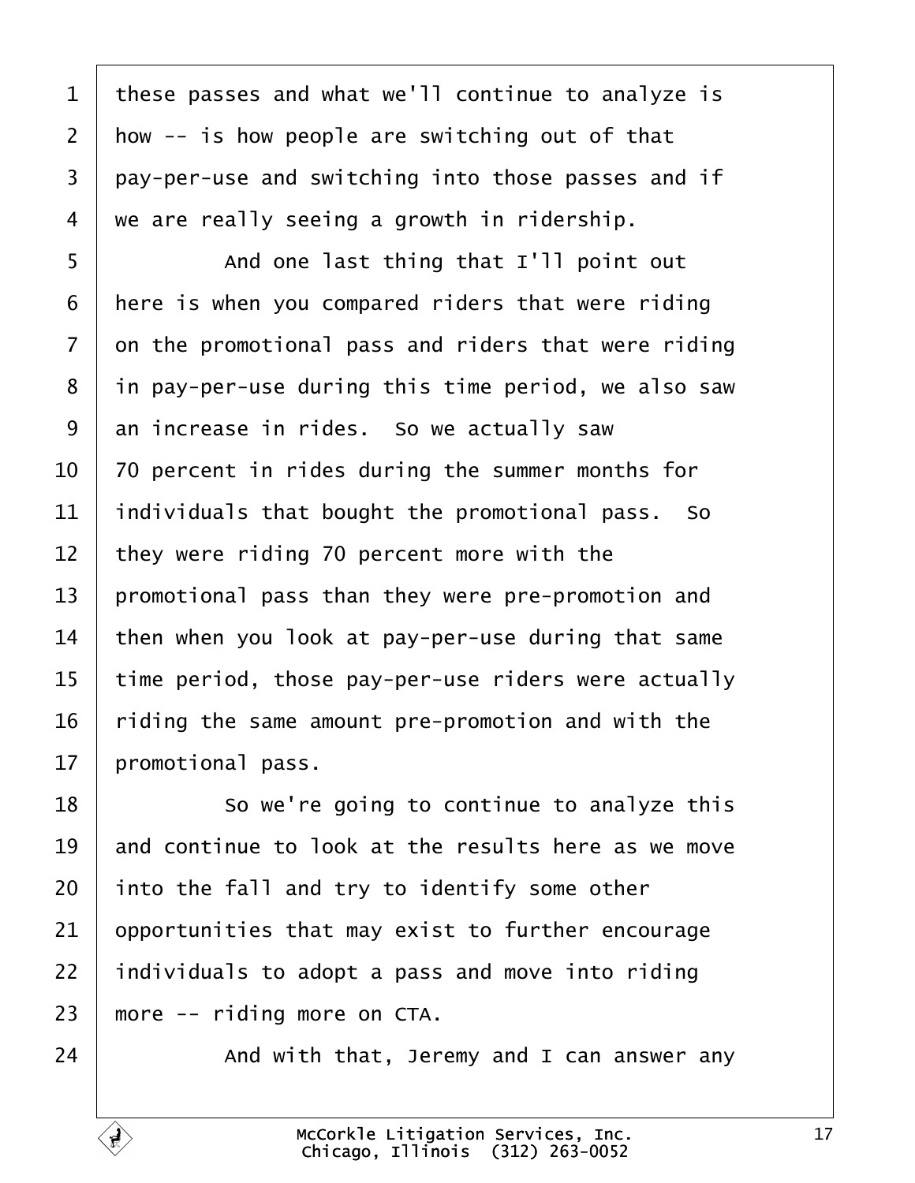these passes and what we'll continue to analyze is how -- is how people are switching out of that pay-per-use and switching into those passes and if we are really seeing a growth in ridership.

And one last thing that I'll point out here is when you compared riders that were riding on the promotional pass and riders that were riding in pay-per-use during this time period, we also saw an increase in rides. So we actually saw 70 percent in rides during the summer months for individuals that bought the promotional pass. So they were riding 70 percent more with the promotional pass than they were pre-promotion and then when you look at pay-per-use during that same time period, those pay-per-use riders were actually riding the same amount pre-promotion and with the promotional pass.

So we're going to continue to analyze this and continue to look at the results here as we move into the fall and try to identify some other opportunities that may exist to further encourage individuals to adopt a pass and move into riding more -- riding more on CTA.

And with that, Jeremy and I can answer any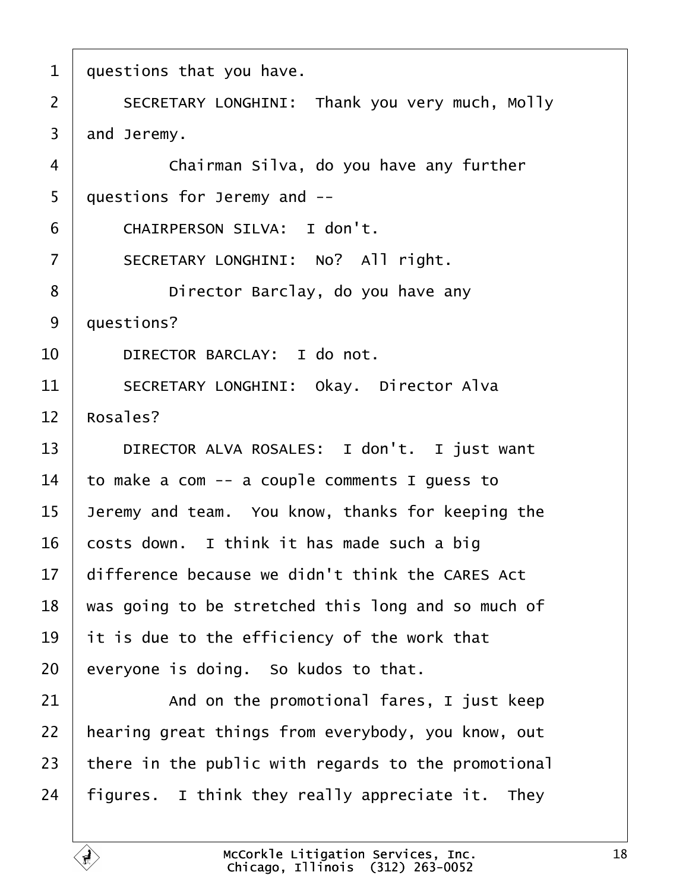questions that you have.

SECRETARY LONGHINI: Thank you very much, Molly and Jeremy.

Chairman Silva, do you have any further questions for Jeremy and --

CHAIRPERSON SILVA: I don't.

SECRETARY LONGHINI: No? All right.

Director Barclay, do you have any questions?

DIRECTOR BARCLAY: I do not.

SECRETARY LONGHINI: Okay. Director Alva Rosales?

DIRECTOR ALVA ROSALES: I don't. I just want to make a com -- a couple comments I guess to Jeremy and team. You know, thanks for keeping the costs down. I think it has made such a big difference because we didn't think the CARES Act was going to be stretched this long and so much of it is due to the efficiency of the work that everyone is doing. So kudos to that.

And on the promotional fares, I just keep hearing great things from everybody, you know, out there in the public with regards to the promotional figures. I think they really appreciate it. They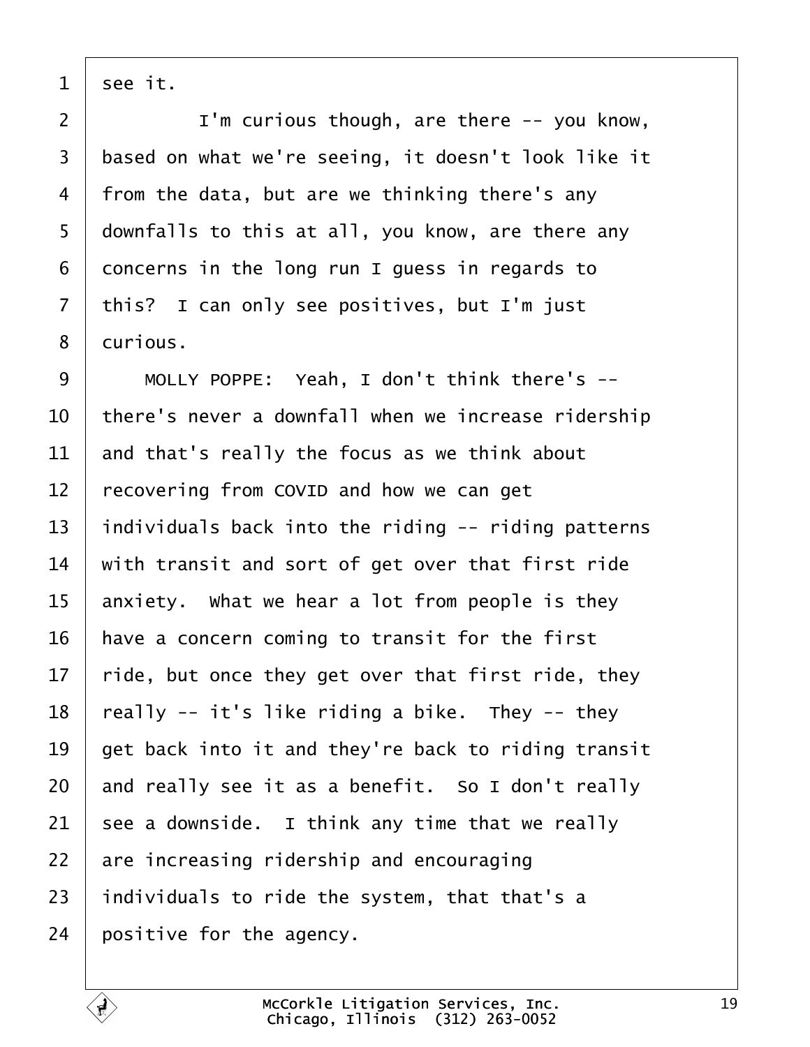see it.

I'm curious though, are there -- you know, based on what we're seeing, it doesn't look like it from the data, but are we thinking there's any downfalls to this at all, you know, are there any concerns in the long run I guess in regards to this? I can only see positives, but I'm just curious.

MOLLY POPPE: Yeah, I don't think there's -- there's never a downfall when we increase ridership and that's really the focus as we think about recovering from COVID and how we can get individuals back into the riding -- riding patterns with transit and sort of get over that first ride anxiety. What we hear a lot from people is they have a concern coming to transit for the first ride, but once they get over that first ride, they really -- it's like riding a bike. They -- they get back into it and they're back to riding transit and really see it as a benefit. So I don't really see a downside. I think any time that we really are increasing ridership and encouraging individuals to ride the system, that that's a positive for the agency.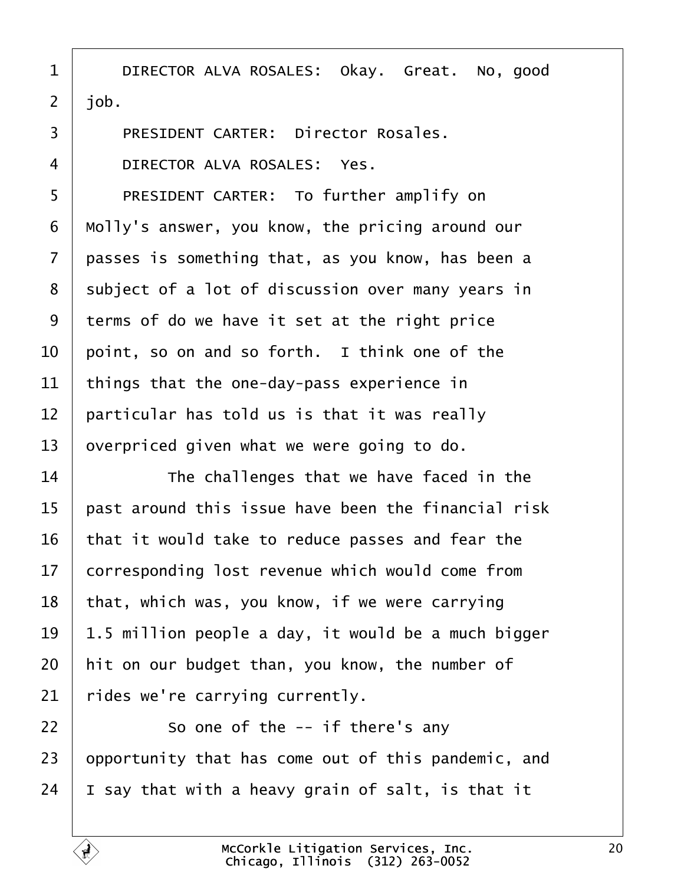DIRECTOR ALVA ROSALES: Okay. Great. No, good job.

PRESIDENT CARTER: Director Rosales.

DIRECTOR ALVA ROSALES: Yes.

PRESIDENT CARTER: To further amplify on Molly's answer, you know, the pricing around our passes is something that, as you know, has been a subject of a lot of discussion over many years in terms of do we have it set at the right price point, so on and so forth. I think one of the things that the one-day-pass experience in particular has told us is that it was really overpriced given what we were going to do.

The challenges that we have faced in the past around this issue have been the financial risk that it would take to reduce passes and fear the corresponding lost revenue which would come from that, which was, you know, if we were carrying 1.5 million people a day, it would be a much bigger hit on our budget than, you know, the number of rides we're carrying currently.

So one of the -- if there's any opportunity that has come out of this pandemic, and I say that with a heavy grain of salt, is that it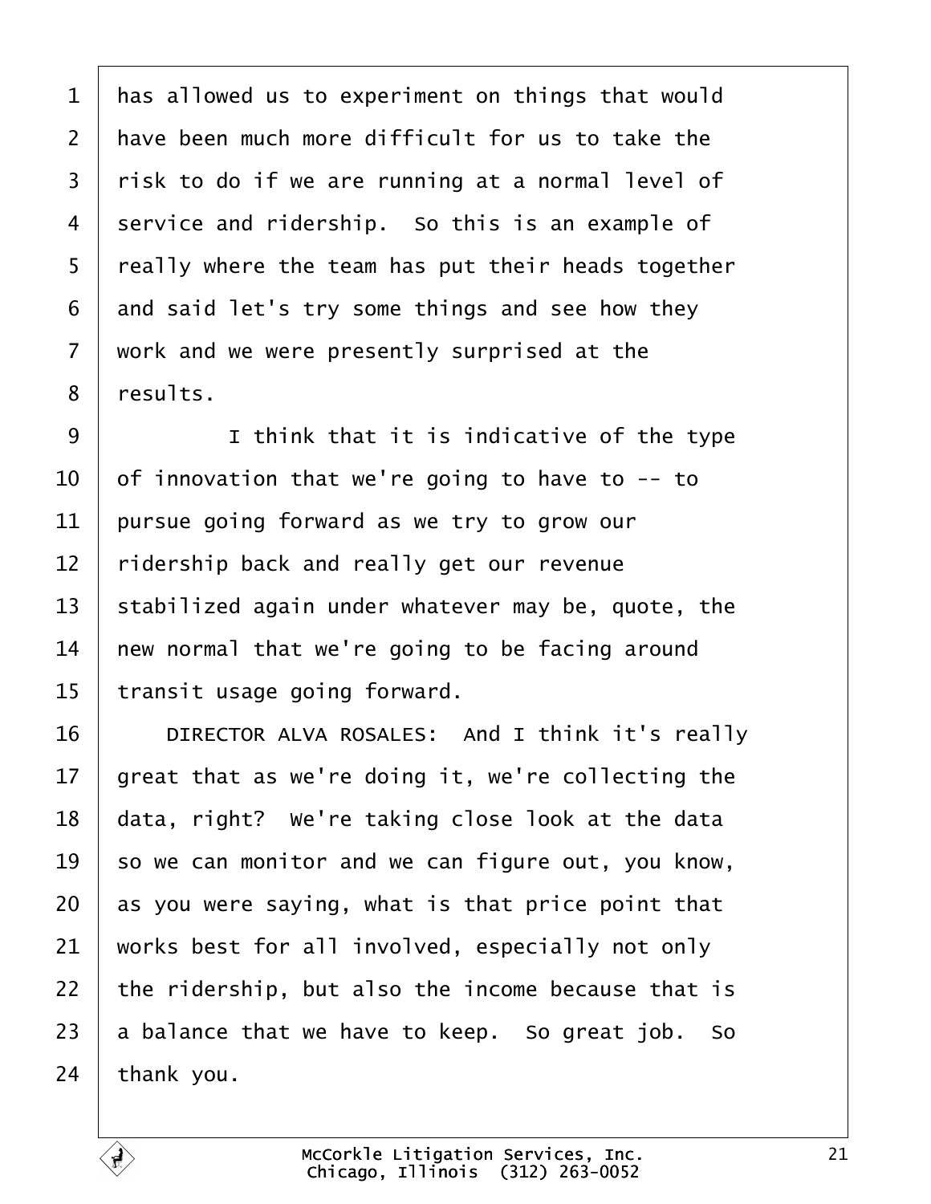has allowed us to experiment on things that would have been much more difficult for us to take the risk to do if we are running at a normal level of service and ridership. So this is an example of really where the team has put their heads together and said let's try some things and see how they work and we were presently surprised at the results.

I think that it is indicative of the type of innovation that we're going to have to -- to pursue going forward as we try to grow our ridership back and really get our revenue stabilized again under whatever may be, quote, the new normal that we're going to be facing around transit usage going forward.

DIRECTOR ALVA ROSALES: And I think it's really great that as we're doing it, we're collecting the data, right? We're taking close look at the data so we can monitor and we can figure out, you know, as you were saying, what is that price point that works best for all involved, especially not only the ridership, but also the income because that is a balance that we have to keep. So great job. So thank you.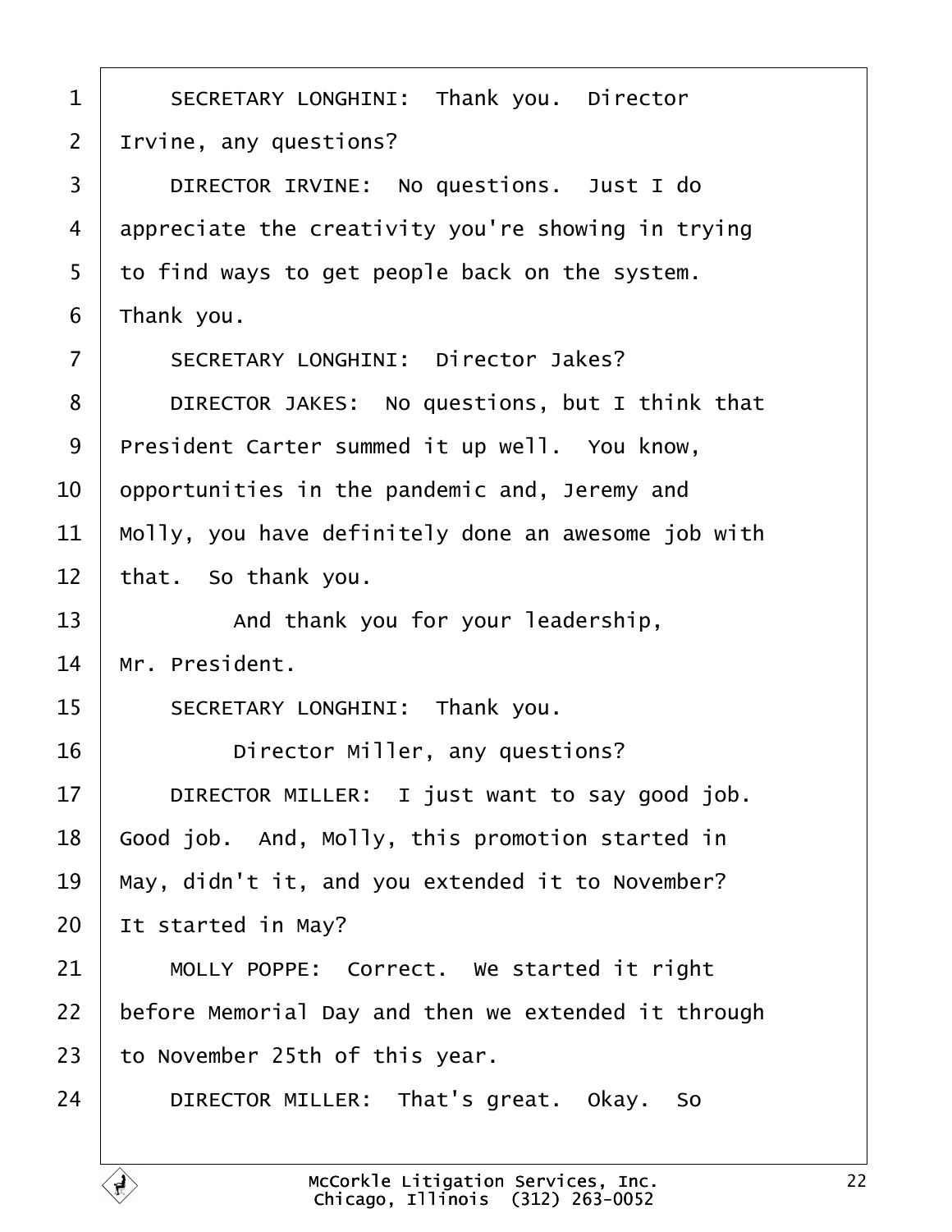SECRETARY LONGHINI: Thank you. Director Irvine, any questions?

DIRECTOR IRVINE: No questions. Just I do appreciate the creativity you're showing in trying to find ways to get people back on the system. Thank you.

SECRETARY LONGHINI: Director Jakes?

DIRECTOR JAKES: No questions, but I think that President Carter summed it up well. You know, opportunities in the pandemic and, Jeremy and Molly, you have definitely done an awesome job with that. So thank you.

And thank you for your leadership, Mr. President.

SECRETARY LONGHINI: Thank you.

Director Miller, any questions?

DIRECTOR MILLER: I just want to say good job. Good job. And, Molly, this promotion started in May, didn't it, and you extended it to November? It started in May?

MOLLY POPPE: Correct. We started it right before Memorial Day and then we extended it through to November 25th of this year.

DIRECTOR MILLER: That's great. Okay. So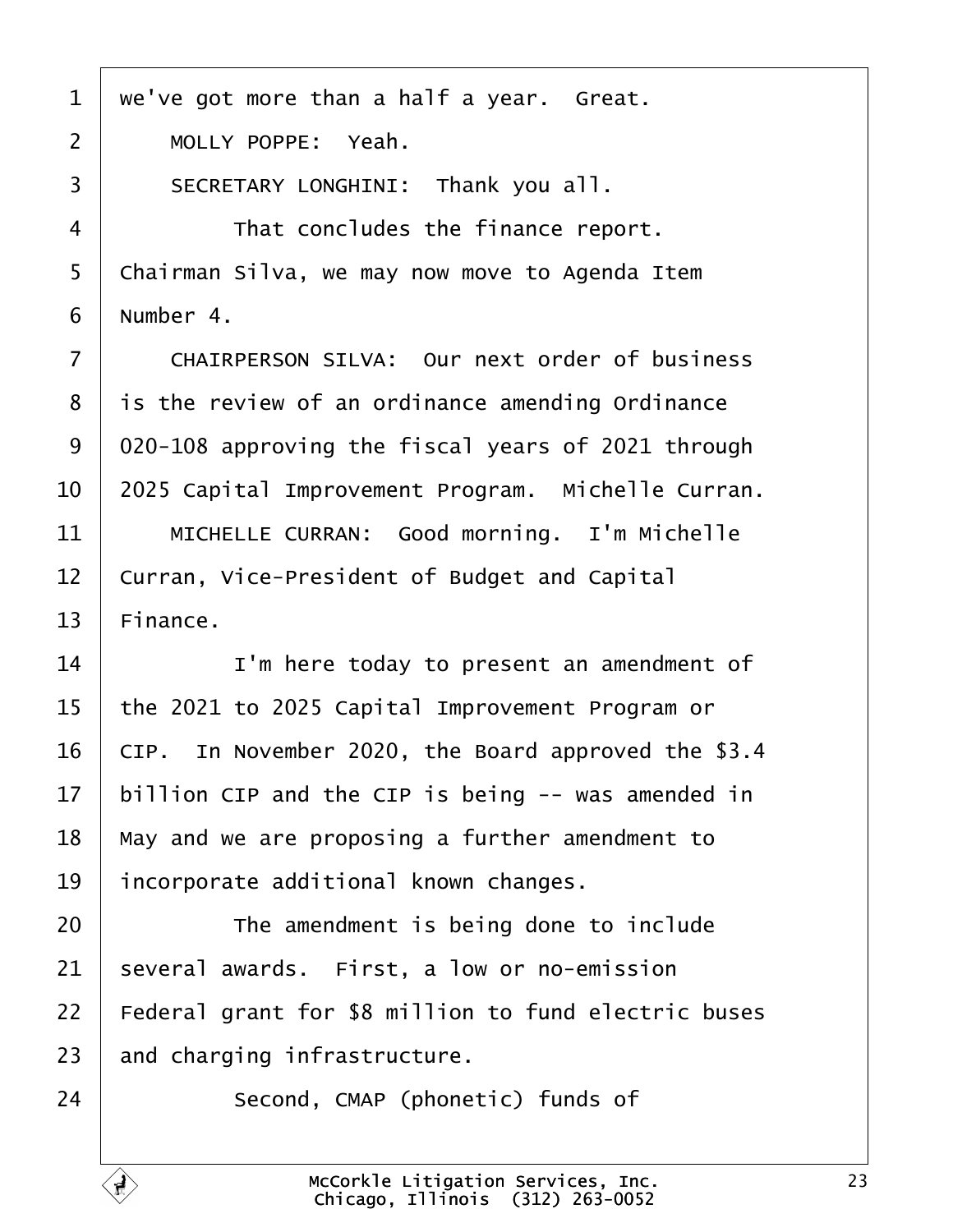1 we've got more than a half a year. Great.

2 MOLLY POPPE: Yeah.

3 SECRETARY LONGHINI: Thank you all.

4 That concludes the finance report.

5 Chairman Silva, we may now move to Agenda Item

6 Number 4.

7 CHAIRPERSON SILVA: Our next order of business

8 is the review of an ordinance amending Ordinance

9 020-108 approving the fiscal years of 2021 through

10 2025 Capital Improvement Program. Michelle Curran.

11 MICHELLE CURRAN: Good morning. I'm Michelle

12 Curran, Vice-President of Budget and Capital

13 Finance.

14 I'm here today to present an amendment of

15 the 2021 to 2025 Capital Improvement Program or

16 CIP. In November 2020, the Board approved the $3.4

17 billion CIP and the CIP is being -- was amended in

18 May and we are proposing a further amendment to

19 incorporate additional known changes.

20 The amendment is being done to include

21 several awards. First, a low or no-emission

22 Federal grant for $8 million to fund electric buses

23 and charging infrastructure.

24 Second, CMAP (phonetic) funds of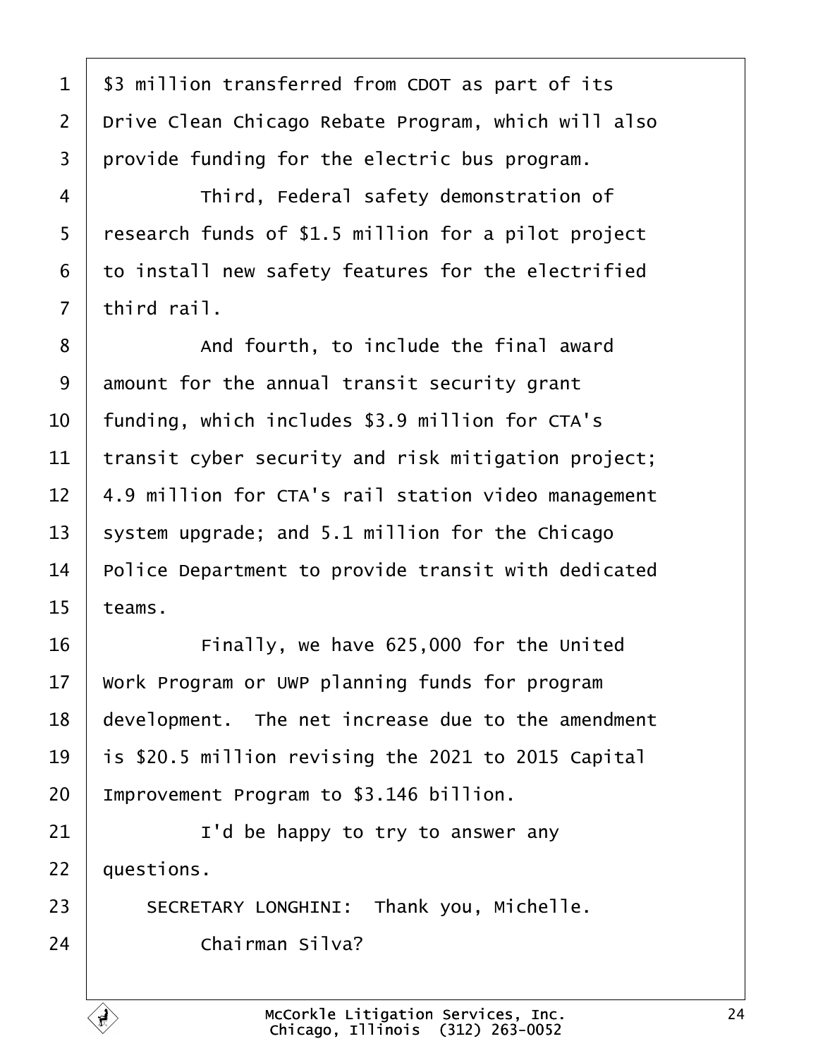1 $3 million transferred from CDOT as part of its
2 Drive Clean Chicago Rebate Program, which will also
3 provide funding for the electric bus program.
4 Third, Federal safety demonstration of
5 research funds of $1.5 million for a pilot project
6 to install new safety features for the electrified
7 third rail.
8 And fourth, to include the final award
9 amount for the annual transit security grant
10 funding, which includes $3.9 million for CTA's
11 transit cyber security and risk mitigation project;
12 4.9 million for CTA's rail station video management
13 system upgrade; and 5.1 million for the Chicago
14 Police Department to provide transit with dedicated
15 teams.
16 Finally, we have 625,000 for the United
17 Work Program or UWP planning funds for program
18 development. The net increase due to the amendment
19 is $20.5 million revising the 2021 to 2015 Capital
20 Improvement Program to $3.146 billion.
21 I'd be happy to try to answer any
22 questions.
23 SECRETARY LONGHINI: Thank you, Michelle.
24 Chairman Silva?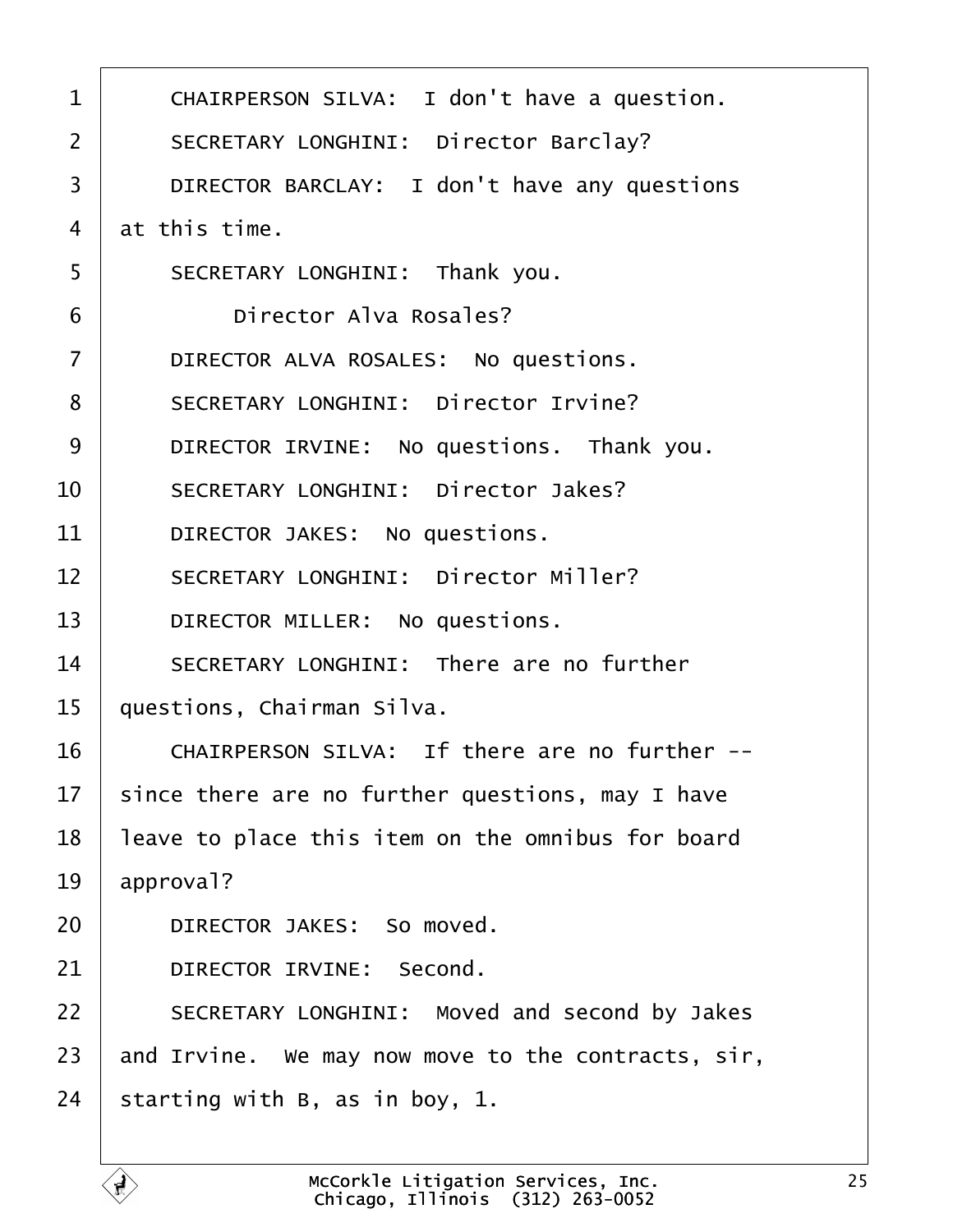CHAIRPERSON SILVA: I don't have a question.

SECRETARY LONGHINI: Director Barclay?

DIRECTOR BARCLAY: I don't have any questions at this time.

SECRETARY LONGHINI: Thank you.

Director Alva Rosales?

DIRECTOR ALVA ROSALES: No questions.

SECRETARY LONGHINI: Director Irvine?

DIRECTOR IRVINE: No questions. Thank you.

SECRETARY LONGHINI: Director Jakes?

DIRECTOR JAKES: No questions.

SECRETARY LONGHINI: Director Miller?

DIRECTOR MILLER: No questions.

SECRETARY LONGHINI: There are no further questions, Chairman Silva.

CHAIRPERSON SILVA: If there are no further -- since there are no further questions, may I have leave to place this item on the omnibus for board approval?

DIRECTOR JAKES: So moved.

DIRECTOR IRVINE: Second.

SECRETARY LONGHINI: Moved and second by Jakes and Irvine. We may now move to the contracts, sir, starting with B, as in boy, 1.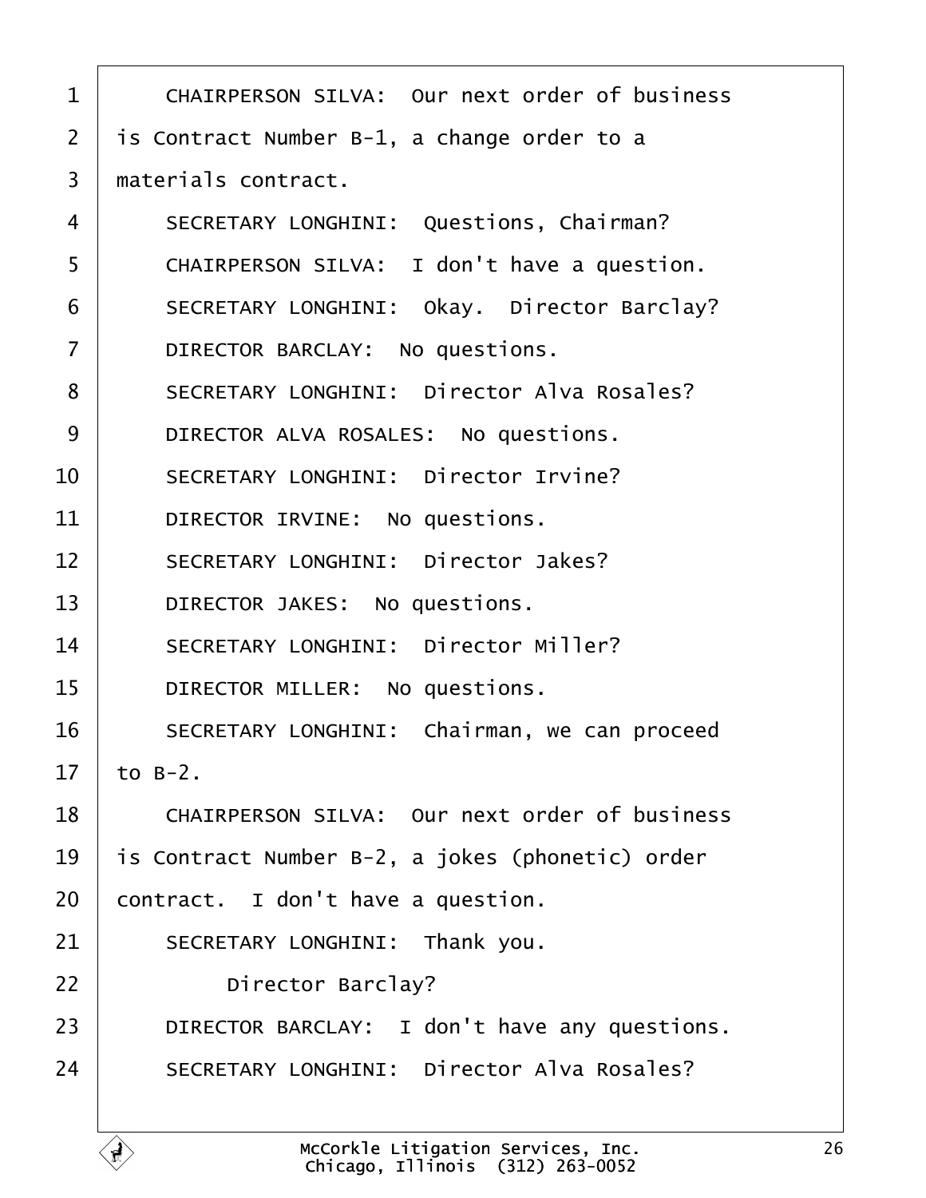1 CHAIRPERSON SILVA: Our next order of business
2 is Contract Number B-1, a change order to a
3 materials contract.
4 SECRETARY LONGHINI: Questions, Chairman?
5 CHAIRPERSON SILVA: I don't have a question.
6 SECRETARY LONGHINI: Okay. Director Barclay?
7 DIRECTOR BARCLAY: No questions.
8 SECRETARY LONGHINI: Director Alva Rosales?
9 DIRECTOR ALVA ROSALES: No questions.
10 SECRETARY LONGHINI: Director Irvine?
11 DIRECTOR IRVINE: No questions.
12 SECRETARY LONGHINI: Director Jakes?
13 DIRECTOR JAKES: No questions.
14 SECRETARY LONGHINI: Director Miller?
15 DIRECTOR MILLER: No questions.
16 SECRETARY LONGHINI: Chairman, we can proceed
17 to B-2.
18 CHAIRPERSON SILVA: Our next order of business
19 is Contract Number B-2, a jokes (phonetic) order
20 contract. I don't have a question.
21 SECRETARY LONGHINI: Thank you.
22 Director Barclay?
23 DIRECTOR BARCLAY: I don't have any questions.
24 SECRETARY LONGHINI: Director Alva Rosales?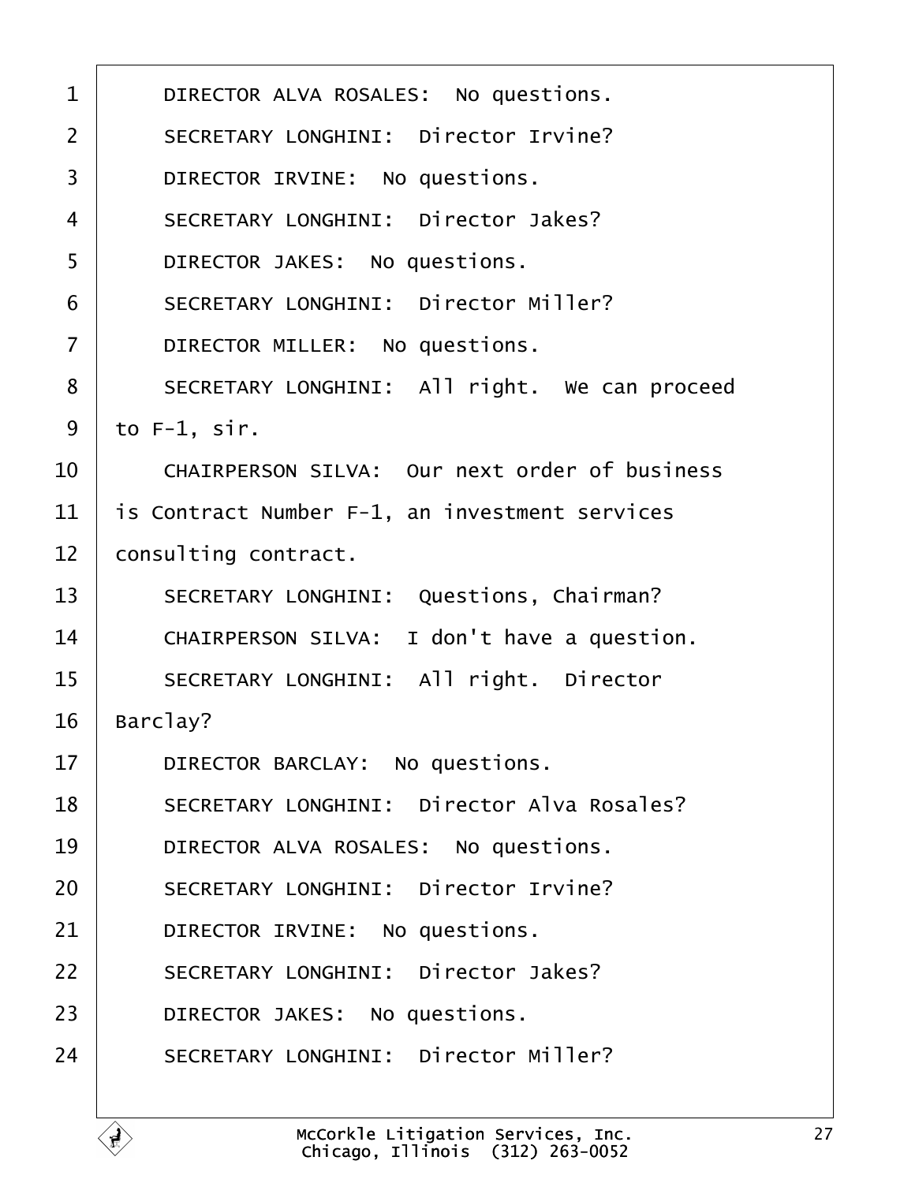DIRECTOR ALVA ROSALES: No questions.

SECRETARY LONGHINI: Director Irvine?

DIRECTOR IRVINE: No questions.

SECRETARY LONGHINI: Director Jakes?

DIRECTOR JAKES: No questions.

SECRETARY LONGHINI: Director Miller?

DIRECTOR MILLER: No questions.

SECRETARY LONGHINI: All right. We can proceed to F-1, sir.

CHAIRPERSON SILVA: Our next order of business is Contract Number F-1, an investment services consulting contract.

SECRETARY LONGHINI: Questions, Chairman?

CHAIRPERSON SILVA: I don't have a question.

SECRETARY LONGHINI: All right. Director Barclay?

DIRECTOR BARCLAY: No questions.

SECRETARY LONGHINI: Director Alva Rosales?

DIRECTOR ALVA ROSALES: No questions.

SECRETARY LONGHINI: Director Irvine?

DIRECTOR IRVINE: No questions.

SECRETARY LONGHINI: Director Jakes?

DIRECTOR JAKES: No questions.

SECRETARY LONGHINI: Director Miller?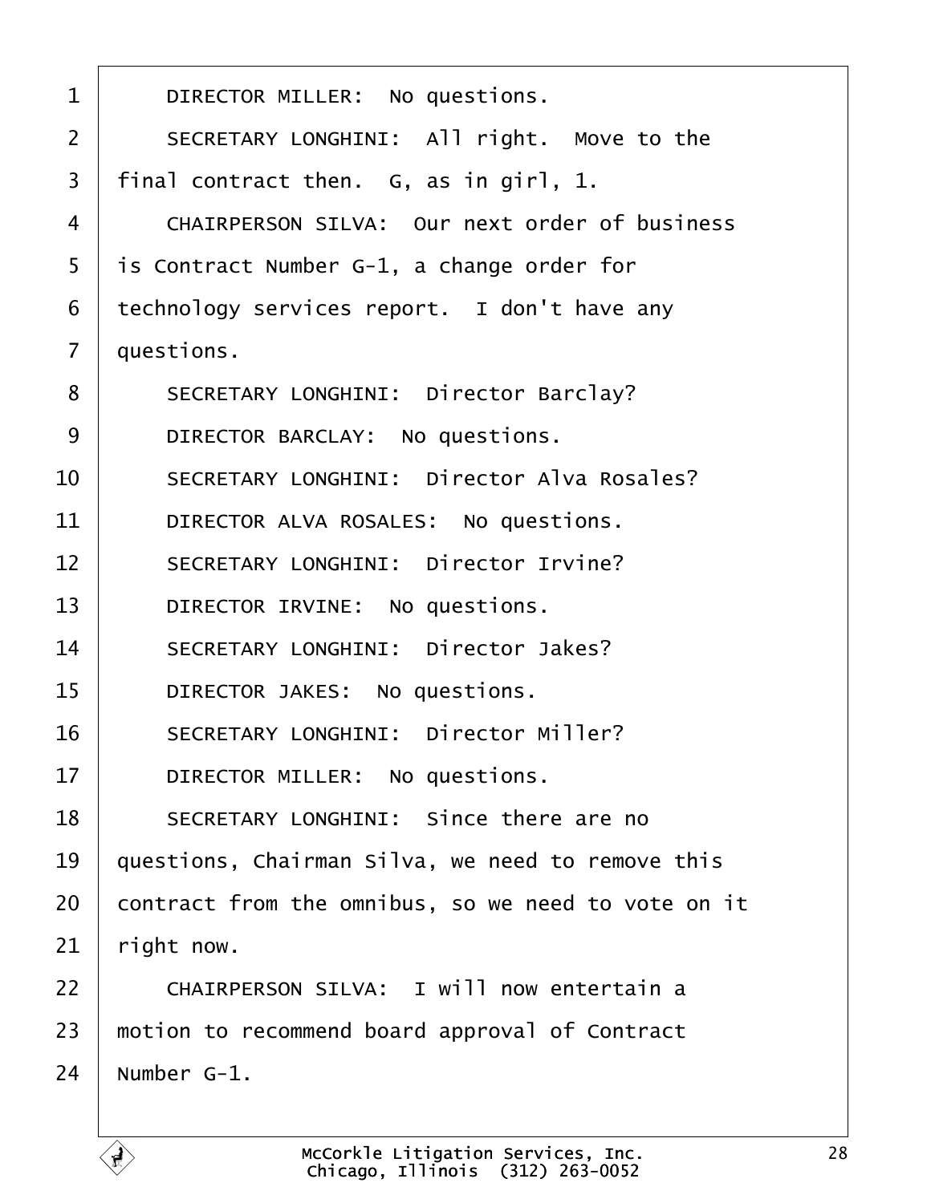DIRECTOR MILLER: No questions.

SECRETARY LONGHINI: All right. Move to the final contract then. G, as in girl, 1.

CHAIRPERSON SILVA: Our next order of business is Contract Number G-1, a change order for technology services report. I don't have any questions.

SECRETARY LONGHINI: Director Barclay?

DIRECTOR BARCLAY: No questions.

SECRETARY LONGHINI: Director Alva Rosales?

DIRECTOR ALVA ROSALES: No questions.

SECRETARY LONGHINI: Director Irvine?

DIRECTOR IRVINE: No questions.

SECRETARY LONGHINI: Director Jakes?

DIRECTOR JAKES: No questions.

SECRETARY LONGHINI: Director Miller?

DIRECTOR MILLER: No questions.

SECRETARY LONGHINI: Since there are no questions, Chairman Silva, we need to remove this contract from the omnibus, so we need to vote on it right now.

CHAIRPERSON SILVA: I will now entertain a motion to recommend board approval of Contract Number G-1.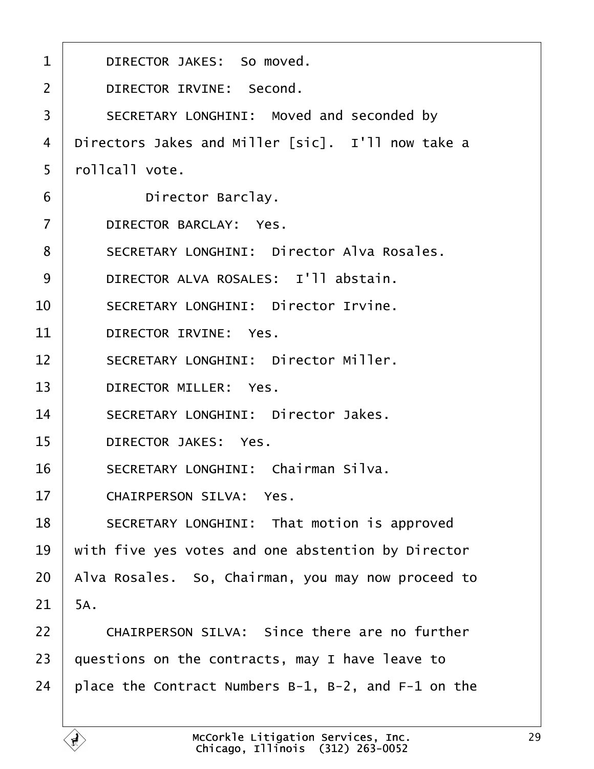DIRECTOR JAKES: So moved.

DIRECTOR IRVINE: Second.

SECRETARY LONGHINI: Moved and seconded by Directors Jakes and Miller [sic]. I'll now take a rollcall vote.

Director Barclay.

DIRECTOR BARCLAY: Yes.

SECRETARY LONGHINI: Director Alva Rosales.

DIRECTOR ALVA ROSALES: I'll abstain.

SECRETARY LONGHINI: Director Irvine.

DIRECTOR IRVINE: Yes.

SECRETARY LONGHINI: Director Miller.

DIRECTOR MILLER: Yes.

SECRETARY LONGHINI: Director Jakes.

DIRECTOR JAKES: Yes.

SECRETARY LONGHINI: Chairman Silva.

CHAIRPERSON SILVA: Yes.

SECRETARY LONGHINI: That motion is approved with five yes votes and one abstention by Director Alva Rosales. So, Chairman, you may now proceed to 5A.

CHAIRPERSON SILVA: Since there are no further questions on the contracts, may I have leave to place the Contract Numbers B-1, B-2, and F-1 on the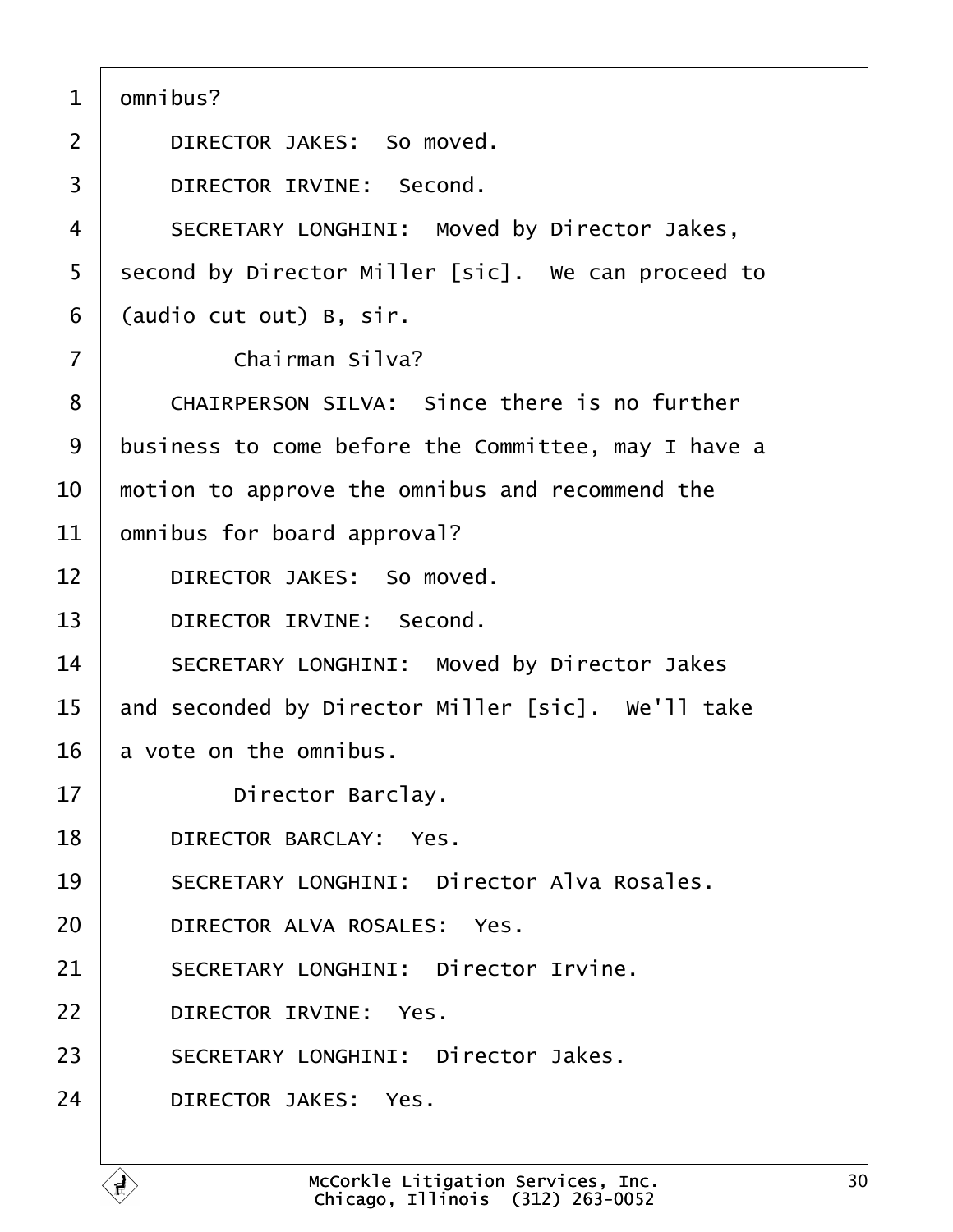1 omnibus?

2 DIRECTOR JAKES: So moved.

3 DIRECTOR IRVINE: Second.

4 SECRETARY LONGHINI: Moved by Director Jakes,

5 second by Director Miller [sic]. We can proceed to

6 (audio cut out) B, sir.

7 Chairman Silva?

8 CHAIRPERSON SILVA: Since there is no further

9 business to come before the Committee, may I have a

10 motion to approve the omnibus and recommend the

11 omnibus for board approval?

12 DIRECTOR JAKES: So moved.

13 DIRECTOR IRVINE: Second.

14 SECRETARY LONGHINI: Moved by Director Jakes

15 and seconded by Director Miller [sic]. We'll take

16 a vote on the omnibus.

17 Director Barclay.

18 DIRECTOR BARCLAY: Yes.

19 SECRETARY LONGHINI: Director Alva Rosales.

20 DIRECTOR ALVA ROSALES: Yes.

21 SECRETARY LONGHINI: Director Irvine.

22 DIRECTOR IRVINE: Yes.

23 SECRETARY LONGHINI: Director Jakes.

24 DIRECTOR JAKES: Yes.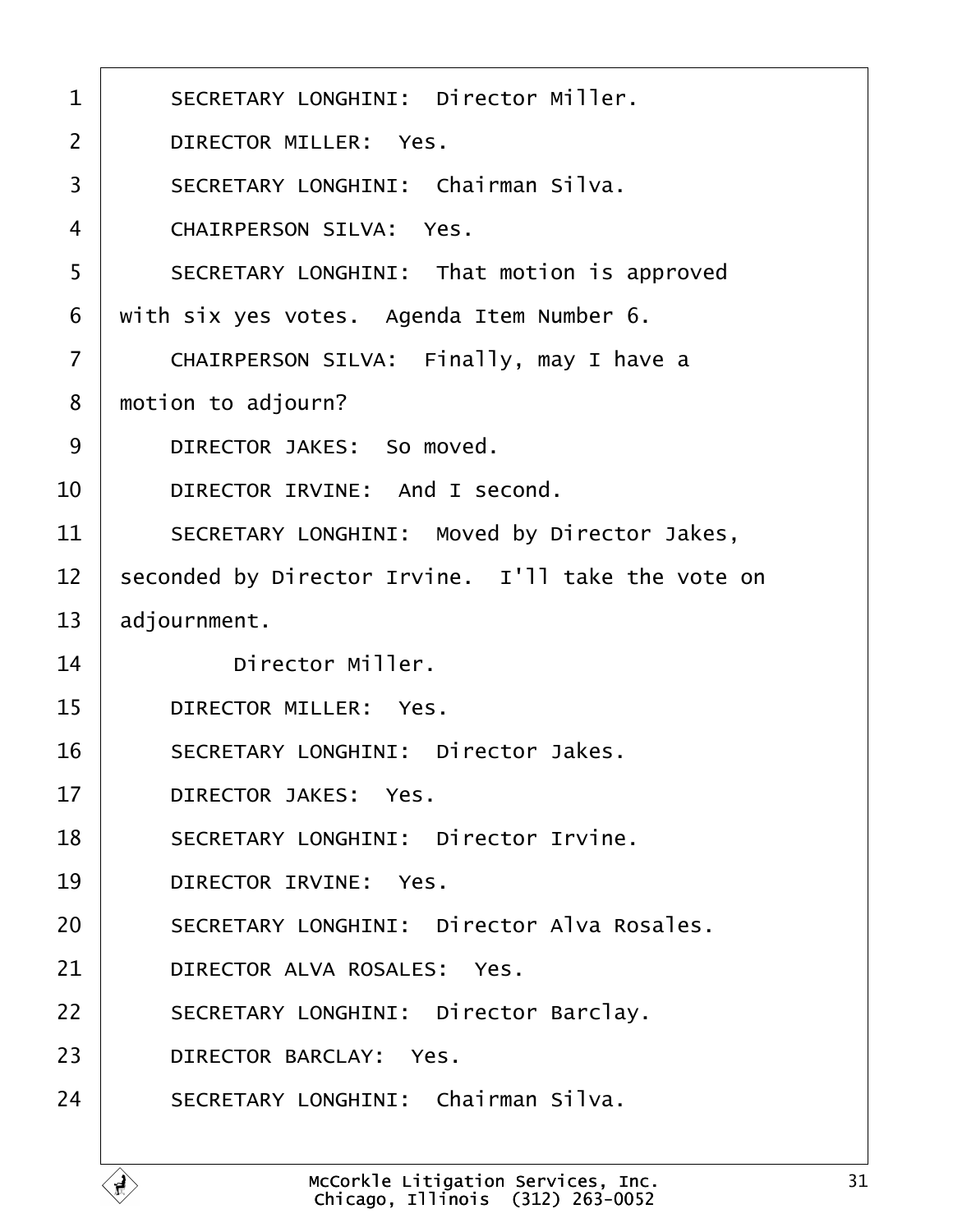1 SECRETARY LONGHINI: Director Miller.

2 DIRECTOR MILLER: Yes.

3 SECRETARY LONGHINI: Chairman Silva.

4 CHAIRPERSON SILVA: Yes.

5 SECRETARY LONGHINI: That motion is approved

6 with six yes votes. Agenda Item Number 6.

7 CHAIRPERSON SILVA: Finally, may I have a

8 motion to adjourn?

9 DIRECTOR JAKES: So moved.

10 DIRECTOR IRVINE: And I second.

11 SECRETARY LONGHINI: Moved by Director Jakes,

12 seconded by Director Irvine. I'll take the vote on

13 adjournment.

14 Director Miller.

15 DIRECTOR MILLER: Yes.

16 SECRETARY LONGHINI: Director Jakes.

17 DIRECTOR JAKES: Yes.

18 SECRETARY LONGHINI: Director Irvine.

19 DIRECTOR IRVINE: Yes.

20 SECRETARY LONGHINI: Director Alva Rosales.

21 DIRECTOR ALVA ROSALES: Yes.

22 SECRETARY LONGHINI: Director Barclay.

23 DIRECTOR BARCLAY: Yes.

24 SECRETARY LONGHINI: Chairman Silva.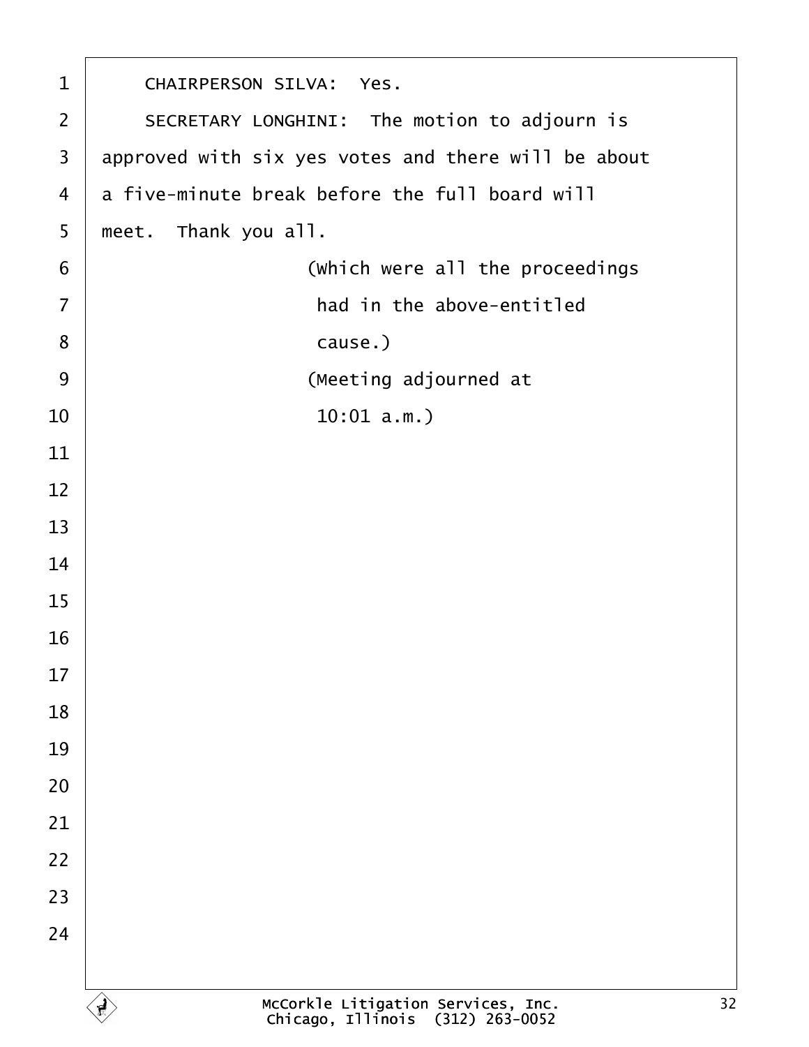CHAIRPERSON SILVA: Yes.

SECRETARY LONGHINI: The motion to adjourn is approved with six yes votes and there will be about a five-minute break before the full board will meet. Thank you all.

(Which were all the proceedings had in the above-entitled cause.)

(Meeting adjourned at 10:01 a.m.)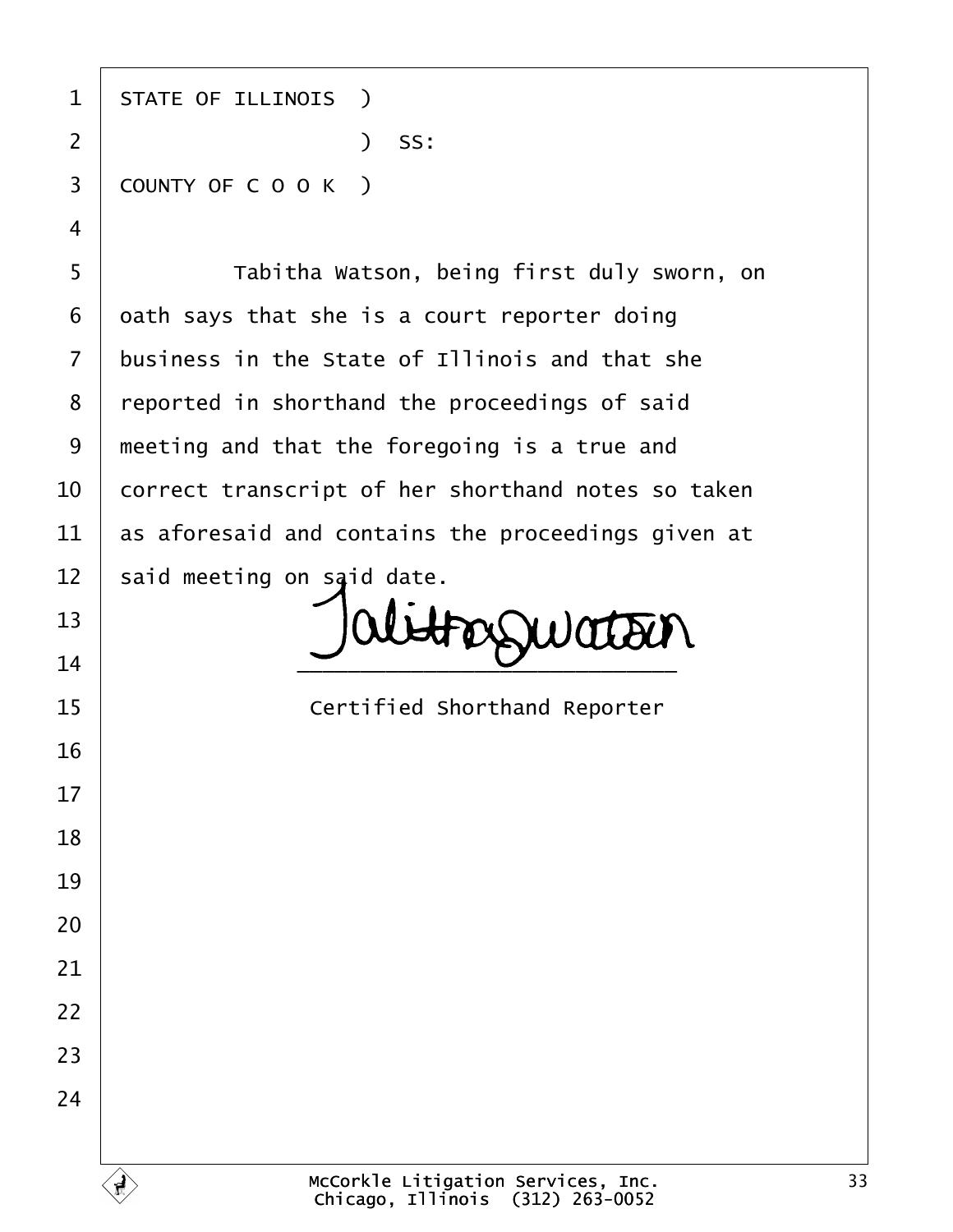STATE OF ILLINOIS )
                  ) SS:
COUNTY OF C O O K )

Tabitha Watson, being first duly sworn, on oath says that she is a court reporter doing business in the State of Illinois and that she reported in shorthand the proceedings of said meeting and that the foregoing is a true and correct transcript of her shorthand notes so taken as aforesaid and contains the proceedings given at said meeting on said date.

Tabitha Watson

\_\_\_\_\_\_\_\_\_\_\_\_\_\_\_\_\_\_\_\_\_\_\_\_\_\_\_\_\_\_

Certified Shorthand Reporter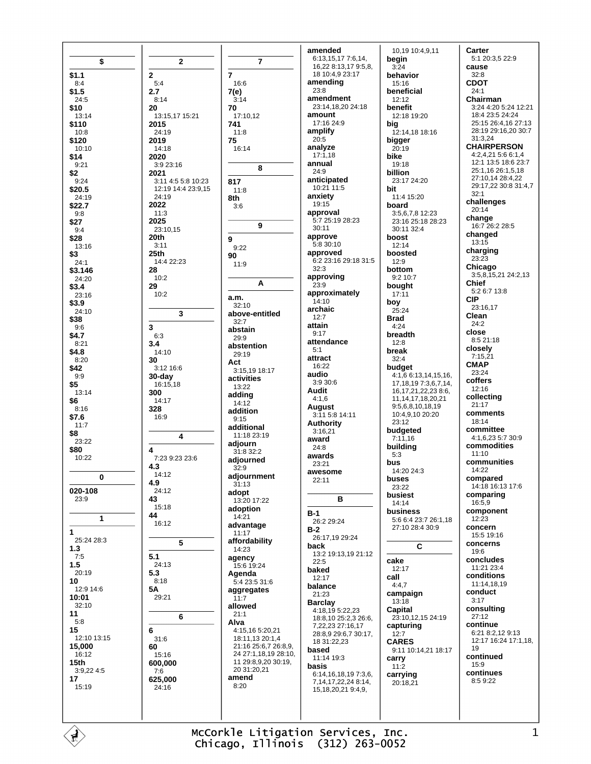## $

**$1.1**
8:4
**$1.5**
24:5
**$10**
13:14
**$110**
10:8
**$120**
10:10
**$14**
9:21
**$2**
9:24
**$20.5**
24:19
**$22.7**
9:8
**$27**
9:4
**$28**
13:16
**$3**
24:1
**$3.146**
24:20
**$3.4**
23:16
**$3.9**
24:10
**$38**
9:6
**$4.7**
8:21
**$4.8**
8:20
**$42**
9:9
**$5**
13:14
**$6**
8:16
**$7.6**
11:7
**$8**
23:22
**$80**
10:22

## 0

**020-108**
23:9

## 1

**1**
25:24 28:3
**1.3**
7:5
**1.5**
20:19
**10**
12:9 14:6
**10:01**
32:10
**11**
5:8
**15**
12:10 13:15
**15,000**
16:12
**15th**
3:9,22 4:5
**17**
15:19

## 2

**2**
5:4
**2.7**
8:14
**20**
13:15,17 15:21
**2015**
24:19
**2019**
14:18
**2020**
3:9 23:16
**2021**
3:11 4:5 5:8 10:23 12:19 14:4 23:9,15 24:19
**2022**
11:3
**2025**
23:10,15
**20th**
3:11
**25th**
14:4 22:23
**28**
10:2
**29**
10:2

## 3

**3**
6:3
**3.4**
14:10
**30**
3:12 16:6
**30-day**
16:15,18
**300**
14:17
**328**
16:9

## 4

**4**
7:23 9:23 23:6
**4.3**
14:12
**4.9**
24:12
**43**
15:18
**44**
16:12

## 5

**5.1**
24:13
**5.3**
8:18
**5A**
29:21

## 6

**6**
31:6
**60**
15:16
**600,000**
7:6
**625,000**
24:16

## 7

**7**
16:6
**7(e)**
3:14
**70**
17:10,12
**741**
11:8
**75**
16:14

## 8

**817**
11:8
**8th**
3:6

## 9

**9**
9:22
**90**
11:9

## A

**a.m.**
32:10
**above-entitled**
32:7
**abstain**
29:9
**abstention**
29:19
**Act**
3:15,19 18:17
**activities**
13:22
**adding**
14:12
**addition**
9:15
**additional**
11:18 23:19
**adjourn**
31:8 32:2
**adjourned**
32:9
**adjournment**
31:13
**adopt**
13:20 17:22
**adoption**
14:21
**advantage**
11:17
**affordability**
14:23
**agency**
15:6 19:24
**Agenda**
5:4 23:5 31:6
**aggregates**
11:7
**allowed**
21:1
**Alva**
4:15,16 5:20,21 18:11,13 20:1,4 21:16 25:6,7 26:8,9, 24 27:1,18,19 28:10, 11 29:8,9,20 30:19, 20 31:20,21
**amend**
8:20
**amended**
6:13,15,17 7:6,14, 16,22 8:13,17 9:5,8, 18 10:4,9 23:17
**amending**
23:8
**amendment**
23:14,18,20 24:18
**amount**
17:16 24:9
**amplify**
20:5
**analyze**
17:1,18
**annual**
24:9
**anticipated**
10:21 11:5
**anxiety**
19:15
**approval**
5:7 25:19 28:23 30:11
**approve**
5:8 30:10
**approved**
6:2 23:16 29:18 31:5 32:3
**approving**
23:9
**approximately**
14:10
**archaic**
12:7
**attain**
9:17
**attendance**
5:1
**attract**
16:22
**audio**
3:9 30:6
**Audit**
4:1,6
**August**
3:11 5:8 14:11
**Authority**
3:16,21
**award**
24:8
**awards**
23:21
**awesome**
22:11

## B

**B-1**
26:2 29:24
**B-2**
26:17,19 29:24
**back**
13:2 19:13,19 21:12 22:5
**baked**
12:17
**balance**
21:23
**Barclay**
4:18,19 5:22,23 18:8,10 25:2,3 26:6, 7,22,23 27:16,17 28:8,9 29:6,7 30:17, 18 31:22,23
**based**
11:14 19:3
**basis**
6:14,16,18,19 7:3,6, 7,14,17,22,24 8:14, 15,18,20,21 9:4,9, 10,19 10:4,9,11
**begin**
3:24
**behavior**
15:16
**beneficial**
12:12
**benefit**
12:18 19:20
**big**
12:14,18 18:16
**bigger**
20:19
**bike**
19:18
**billion**
23:17 24:20
**bit**
11:4 15:20
**board**
3:5,6,7,8 12:23 23:16 25:18 28:23 30:11 32:4
**boost**
12:14
**boosted**
12:9
**bottom**
9:2 10:7
**bought**
17:11
**boy**
25:24
**Brad**
4:24
**breadth**
12:8
**break**
32:4
**budget**
4:1,6 6:13,14,15,16, 17,18,19 7:3,6,7,14, 16,17,21,22,23 8:6, 11,14,17,18,20,21 9:5,6,8,10,18,19 10:4,9,10 20:20 23:12
**budgeted**
7:11,16
**building**
5:3
**bus**
14:20 24:3
**buses**
23:22
**busiest**
14:14
**business**
5:6 6:4 23:7 26:1,18 27:10 28:4 30:9

## C

**cake**
12:17
**call**
4:4,7
**campaign**
13:18
**Capital**
23:10,12,15 24:19
**capturing**
12:7
**CARES**
9:11 10:14,21 18:17
**carry**
11:2
**carrying**
20:18,21
**Carter**
5:1 20:3,5 22:9
**cause**
32:8
**CDOT**
24:1
**Chairman**
3:24 4:20 5:24 12:21 18:4 23:5 24:24 25:15 26:4,16 27:13 28:19 29:16,20 30:7 31:3,24
**CHAIRPERSON**
4:2,4,21 5:6 6:1,4 12:1 13:5 18:6 23:7 25:1,16 26:1,5,18 27:10,14 28:4,22 29:17,22 30:8 31:4,7 32:1
**challenges**
20:14
**change**
16:7 26:2 28:5
**changed**
13:15
**charging**
23:23
**Chicago**
3:5,8,15,21 24:2,13
**Chief**
5:2 6:7 13:8
**CIP**
23:16,17
**Clean**
24:2
**close**
8:5 21:18
**closely**
7:15,21
**CMAP**
23:24
**coffers**
12:16
**collecting**
21:17
**comments**
18:14
**committee**
4:1,6,23 5:7 30:9
**commodities**
11:10
**communities**
14:22
**compared**
14:18 16:13 17:6
**comparing**
16:5,9
**component**
12:23
**concern**
15:5 19:16
**concerns**
19:6
**concludes**
11:21 23:4
**conditions**
11:14,18,19
**conduct**
3:17
**consulting**
27:12
**continue**
6:21 8:2,12 9:13 12:17 16:24 17:1,18, 19
**continued**
15:9
**continues**
8:5 9:22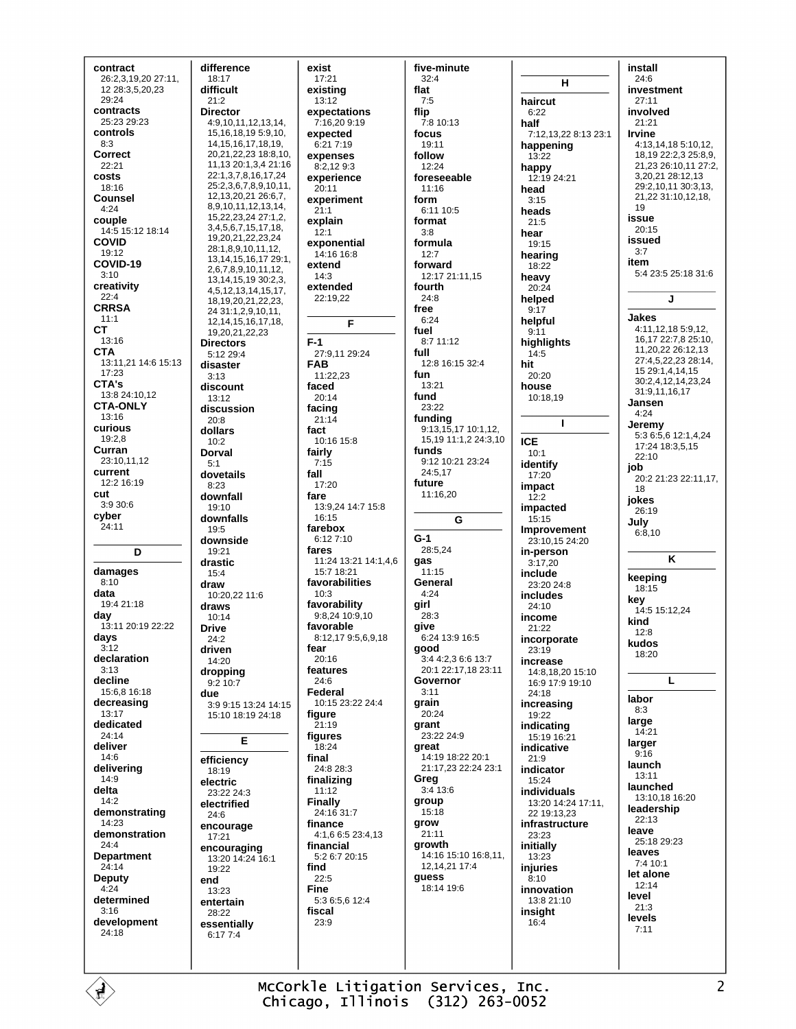**contract**
26:2,3,19,20 27:11, 12 28:3,5,20,23 29:24

**contracts**
25:23 29:23

**controls**
8:3

**Correct**
22:21

**costs**
18:16

**Counsel**
4:24

**couple**
14:5 15:12 18:14

**COVID**
19:12

**COVID-19**
3:10

**creativity**
22:4

**CRRSA**
11:1

**CT**
13:16

**CTA**
13:11,21 14:6 15:13 17:23

**CTA's**
13:8 24:10,12

**CTA-ONLY**
13:16

**curious**
19:2,8

**Curran**
23:10,11,12

**current**
12:2 16:19

**cut**
3:9 30:6

**cyber**
24:11

## D

**damages**
8:10

**data**
19:4 21:18

**day**
13:11 20:19 22:22

**days**
3:12

**declaration**
3:13

**decline**
15:6,8 16:18

**decreasing**
13:17

**dedicated**
24:14

**deliver**
14:6

**delivering**
14:9

**delta**
14:2

**demonstrating**
14:23

**demonstration**
24:4

**Department**
24:14

**Deputy**
4:24

**determined**
3:16

**development**
24:18

**difference**
18:17

**difficult**
21:2

**Director**
4:9,10,11,12,13,14, 15,16,18,19 5:9,10, 14,15,16,17,18,19, 20,21,22,23 18:8,10, 11,13 20:1,3,4 21:16 22:1,3,7,8,16,17,24 25:2,3,6,7,8,9,10,11, 12,13,20,21 26:6,7, 8,9,10,11,12,13,14, 15,22,23,24 27:1,2, 3,4,5,6,7,15,17,18, 19,20,21,22,23,24 28:1,8,9,10,11,12, 13,14,15,16,17 29:1, 2,6,7,8,9,10,11,12, 13,14,15,19 30:2,3, 4,5,12,13,14,15,17, 18,19,20,21,22,23, 24 31:1,2,9,10,11, 12,14,15,16,17,18, 19,20,21,22,23

**Directors**
5:12 29:4

**disaster**
3:13

**discount**
13:12

**discussion**
20:8

**dollars**
10:2

**Dorval**
5:1

**dovetails**
8:23

**downfall**
19:10

**downfalls**
19:5

**downside**
19:21

**drastic**
15:4

**draw**
10:20,22 11:6

**draws**
10:14

**Drive**
24:2

**driven**
14:20

**dropping**
9:2 10:7

**due**
3:9 9:15 13:24 14:15 15:10 18:19 24:18

## E

**efficiency**
18:19

**electric**
23:22 24:3

**electrified**
24:6

**encourage**
17:21

**encouraging**
13:20 14:24 16:1 19:22

**end**
13:23

**entertain**
28:22

**essentially**
6:17 7:4

**exist**
17:21

**existing**
13:12

**expectations**
7:16,20 9:19

**expected**
6:21 7:19

**expenses**
8:2,12 9:3

**experience**
20:11

**experiment**
21:1

**explain**
12:1

**exponential**
14:16 16:8

**extend**
14:3

**extended**
22:19,22

## F

**F-1**
27:9,11 29:24

**FAB**
11:22,23

**faced**
20:14

**facing**
21:14

**fact**
10:16 15:8

**fairly**
7:15

**fall**
17:20

**fare**
13:9,24 14:7 15:8 16:15

**farebox**
6:12 7:10

**fares**
11:24 13:21 14:1,4,6 15:7 18:21

**favorabilities**
10:3

**favorability**
9:8,24 10:9,10

**favorable**
8:12,17 9:5,6,9,18

**fear**
20:16

**features**
24:6

**Federal**
10:15 23:22 24:4

**figure**
21:19

**figures**
18:24

**final**
24:8 28:3

**finalizing**
11:12

**Finally**
24:16 31:7

**finance**
4:1,6 6:5 23:4,13

**financial**
5:2 6:7 20:15

**find**
22:5

**Fine**
5:3 6:5,6 12:4

**fiscal**
23:9

**five-minute**
32:4

**flat**
7:5

**flip**
7:8 10:13

**focus**
19:11

**follow**
12:24

**foreseeable**
11:16

**form**
6:11 10:5

**format**
3:8

**formula**
12:7

**forward**
12:17 21:11,15

**fourth**
24:8

**free**
6:24

**fuel**
8:7 11:12

**full**
12:8 16:15 32:4

**fun**
13:21

**fund**
23:22

**funding**
9:13,15,17 10:1,12, 15,19 11:1,2 24:3,10

**funds**
9:12 10:21 23:24 24:5,17

**future**
11:16,20

## G

**G-1**
28:5,24

**gas**
11:15

**General**
4:24

**girl**
28:3

**give**
6:24 13:9 16:5

**good**
3:4 4:2,3 6:6 13:7 20:1 22:17,18 23:11

**Governor**
3:11

**grain**
20:24

**grant**
23:22 24:9

**great**
14:19 18:22 20:1 21:17,23 22:24 23:1

**Greg**
3:4 13:6

**group**
15:18

**grow**
21:11

**growth**
14:16 15:10 16:8,11, 12,14,21 17:4

**guess**
18:14 19:6

## H

**haircut**
6:22

**half**
7:12,13,22 8:13 23:1

**happening**
13:22

**happy**
12:19 24:21

**head**
3:15

**heads**
21:5

**hear**
19:15

**hearing**
18:22

**heavy**
20:24

**helped**
9:17

**helpful**
9:11

**highlights**
14:5

**hit**
20:20

**house**
10:18,19

## I

**ICE**
10:1

**identify**
17:20

**impact**
12:2

**impacted**
15:15

**Improvement**
23:10,15 24:20

**in-person**
3:17,20

**include**
23:20 24:8

**includes**
24:10

**income**
21:22

**incorporate**
23:19

**increase**
14:8,18,20 15:10 16:9 17:9 19:10 24:18

**increasing**
19:22

**indicating**
15:19 16:21

**indicative**
21:9

**indicator**
15:24

**individuals**
13:20 14:24 17:11, 22 19:13,23

**infrastructure**
23:23

**initially**
13:23

**injuries**
8:10

**innovation**
13:8 21:10

**insight**
16:4

**install**
24:6

**investment**
27:11

**involved**
21:21

**Irvine**
4:13,14,18 5:10,12, 18,19 22:2,3 25:8,9, 21,23 26:10,11 27:2, 3,20,21 28:12,13 29:2,10,11 30:3,13, 21,22 31:10,12,18, 19

**issue**
20:15

**issued**
3:7

**item**
5:4 23:5 25:18 31:6

## J

**Jakes**
4:11,12,18 5:9,12, 16,17 22:7,8 25:10, 11,20,22 26:12,13 27:4,5,22,23 28:14, 15 29:1,4,14,15 30:2,4,12,14,23,24 31:9,11,16,17

**Jansen**
4:24

**Jeremy**
5:3 6:5,6 12:1,4,24 17:24 18:3,5,15 22:10

**job**
20:2 21:23 22:11,17, 18

**jokes**
26:19

**July**
6:8,10

## K

**keeping**
18:15

**key**
14:5 15:12,24

**kind**
12:8

**kudos**
18:20

## L

**labor**
8:3

**large**
14:21

**larger**
9:16

**launch**
13:11

**launched**
13:10,18 16:20

**leadership**
22:13

**leave**
25:18 29:23

**leaves**
7:4 10:1

**let alone**
12:14

**level**
21:3

**levels**
7:11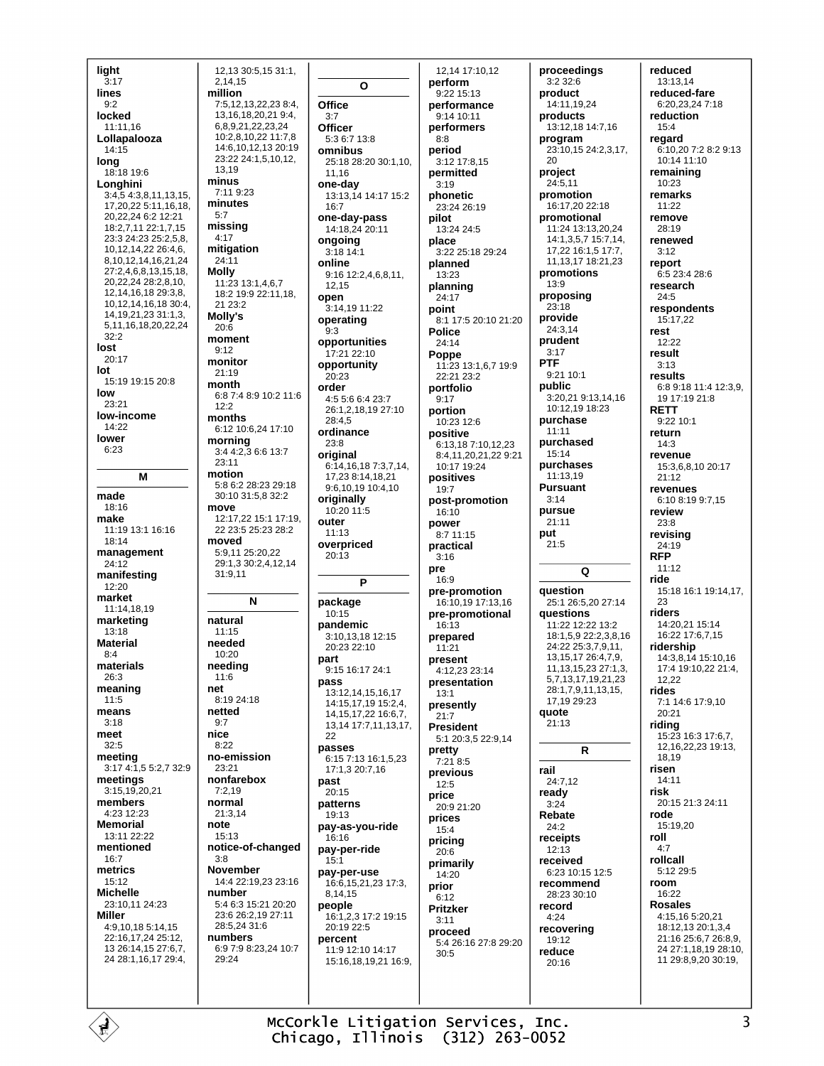**light**
3:17
**lines**
9:2
**locked**
11:11,16
**Lollapalooza**
14:15
**long**
18:18 19:6
**Longhini**
3:4,5 4:3,8,11,13,15, 17,20,22 5:11,16,18, 20,22,24 6:2 12:21 18:2,7,11 22:1,7,15 23:3 24:23 25:2,5,8, 10,12,14,22 26:4,6, 8,10,12,14,16,21,24 27:2,4,6,8,13,15,18, 20,22,24 28:2,8,10, 12,14,16,18 29:3,8, 10,12,14,16,18 30:4, 14,19,21,23 31:1,3, 5,11,16,18,20,22,24 32:2
**lost**
20:17
**lot**
15:19 19:15 20:8
**low**
23:21
**low-income**
14:22
**lower**
6:23

## M

**made**
18:16
**make**
11:19 13:1 16:16 18:14
**management**
24:12
**manifesting**
12:20
**market**
11:14,18,19
**marketing**
13:18
**Material**
8:4
**materials**
26:3
**meaning**
11:5
**means**
3:18
**meet**
32:5
**meeting**
3:17 4:1,5 5:2,7 32:9
**meetings**
3:15,19,20,21
**members**
4:23 12:23
**Memorial**
13:11 22:22
**mentioned**
16:7
**metrics**
15:12
**Michelle**
23:10,11 24:23
**Miller**
4:9,10,18 5:14,15 22:16,17,24 25:12, 13 26:14,15 27:6,7, 24 28:1,16,17 29:4, 12,13 30:5,15 31:1, 2,14,15
**million**
7:5,12,13,22,23 8:4, 13,16,18,20,21 9:4, 6,8,9,21,22,23,24 10:2,8,10,22 11:7,8 14:6,10,12,13 20:19 23:22 24:1,5,10,12, 13,19
**minus**
7:11 9:23
**minutes**
5:7
**missing**
4:17
**mitigation**
24:11
**Molly**
11:23 13:1,4,6,7 18:2 19:9 22:11,18, 21 23:2
**Molly's**
20:6
**moment**
9:12
**monitor**
21:19
**month**
6:8 7:4 8:9 10:2 11:6 12:2
**months**
6:12 10:6,24 17:10
**morning**
3:4 4:2,3 6:6 13:7 23:11
**motion**
5:8 6:2 28:23 29:18 30:10 31:5,8 32:2
**move**
12:17,22 15:1 17:19, 22 23:5 25:23 28:2
**moved**
5:9,11 25:20,22 29:1,3 30:2,4,12,14 31:9,11

## N

**natural**
11:15
**needed**
10:20
**needing**
11:6
**net**
8:19 24:18
**netted**
9:7
**nice**
8:22
**no-emission**
23:21
**nonfarebox**
7:2,19
**normal**
21:3,14
**note**
15:13
**notice-of-changed**
3:8
**November**
14:4 22:19,23 23:16
**number**
5:4 6:3 15:21 20:20 23:6 26:2,19 27:11 28:5,24 31:6
**numbers**
6:9 7:9 8:23,24 10:7 29:24

## O

**Office**
3:7
**Officer**
5:3 6:7 13:8
**omnibus**
25:18 28:20 30:1,10, 11,16
**one-day**
13:13,14 14:17 15:2 16:7
**one-day-pass**
14:18,24 20:11
**ongoing**
3:18 14:1
**online**
9:16 12:2,4,6,8,11, 12,15
**open**
3:14,19 11:22
**operating**
9:3
**opportunities**
17:21 22:10
**opportunity**
20:23
**order**
4:5 5:6 6:4 23:7 26:1,2,18,19 27:10 28:4,5
**ordinance**
23:8
**original**
6:14,16,18 7:3,7,14, 17,23 8:14,18,21 9:6,10,19 10:4,10
**originally**
10:20 11:5
**outer**
11:13
**overpriced**
20:13

## P

**package**
10:15
**pandemic**
3:10,13,18 12:15 20:23 22:10
**part**
9:15 16:17 24:1
**pass**
13:12,14,15,16,17 14:15,17,19 15:2,4, 14,15,17,22 16:6,7, 13,14 17:7,11,13,17, 22
**passes**
6:15 7:13 16:1,5,23 17:1,3 20:7,16
**past**
20:15
**patterns**
19:13
**pay-as-you-ride**
16:16
**pay-per-ride**
15:1
**pay-per-use**
16:6,15,21,23 17:3, 8,14,15
**people**
16:1,2,3 17:2 19:15 20:19 22:5
**percent**
11:9 12:10 14:17 15:16,18,19,21 16:9, 12,14 17:10,12
**perform**
9:22 15:13
**performance**
9:14 10:11
**performers**
8:8
**period**
3:12 17:8,15
**permitted**
3:19
**phonetic**
23:24 26:19
**pilot**
13:24 24:5
**place**
3:22 25:18 29:24
**planned**
13:23
**planning**
24:17
**point**
8:1 17:5 20:10 21:20
**Police**
24:14
**Poppe**
11:23 13:1,6,7 19:9 22:21 23:2
**portfolio**
9:17
**portion**
10:23 12:6
**positive**
6:13,18 7:10,12,23 8:4,11,20,21,22 9:21 10:17 19:24
**positives**
19:7
**post-promotion**
16:10
**power**
8:7 11:15
**practical**
3:16
**pre**
16:9
**pre-promotion**
16:10,19 17:13,16
**pre-promotional**
16:13
**prepared**
11:21
**present**
4:12,23 23:14
**presentation**
13:1
**presently**
21:7
**President**
5:1 20:3,5 22:9,14
**pretty**
7:21 8:5
**previous**
12:5
**price**
20:9 21:20
**prices**
15:4
**pricing**
20:6
**primarily**
14:20
**prior**
6:12
**Pritzker**
3:11
**proceed**
5:4 26:16 27:8 29:20 30:5
**proceedings**
3:2 32:6
**product**
14:11,19,24
**products**
13:12,18 14:7,16
**program**
23:10,15 24:2,3,17, 20
**project**
24:5,11
**promotion**
16:17,20 22:18
**promotional**
11:24 13:13,20,24 14:1,3,5,7 15:7,14, 17,22 16:1,5 17:7, 11,13,17 18:21,23
**promotions**
13:9
**proposing**
23:18
**provide**
24:3,14
**prudent**
3:17
**PTF**
9:21 10:1
**public**
3:20,21 9:13,14,16 10:12,19 18:23
**purchase**
11:11
**purchased**
15:14
**purchases**
11:13,19
**Pursuant**
3:14
**pursue**
21:11
**put**
21:5

## Q

**question**
25:1 26:5,20 27:14
**questions**
11:22 12:22 13:2 18:1,5,9 22:2,3,8,16 24:22 25:3,7,9,11, 13,15,17 26:4,7,9, 11,13,15,23 27:1,3, 5,7,13,17,19,21,23 28:1,7,9,11,13,15, 17,19 29:23
**quote**
21:13

## R

**rail**
24:7,12
**ready**
3:24
**Rebate**
24:2
**receipts**
12:13
**received**
6:23 10:15 12:5
**recommend**
28:23 30:10
**record**
4:24
**recovering**
19:12
**reduce**
20:16
**reduced**
13:13,14
**reduced-fare**
6:20,23,24 7:18
**reduction**
15:4
**regard**
6:10,20 7:2 8:2 9:13 10:14 11:10
**remaining**
10:23
**remarks**
11:22
**remove**
28:19
**renewed**
3:12
**report**
6:5 23:4 28:6
**research**
24:5
**respondents**
15:17,22
**rest**
12:22
**result**
3:13
**results**
6:8 9:18 11:4 12:3,9, 19 17:19 21:8
**RETT**
9:22 10:1
**return**
14:3
**revenue**
15:3,6,8,10 20:17 21:12
**revenues**
6:10 8:19 9:7,15
**review**
23:8
**revising**
24:19
**RFP**
11:12
**ride**
15:18 16:1 19:14,17, 23
**riders**
14:20,21 15:14 16:22 17:6,7,15
**ridership**
14:3,8,14 15:10,16 17:4 19:10,22 21:4, 12,22
**rides**
7:1 14:6 17:9,10 20:21
**riding**
15:23 16:3 17:6,7, 12,16,22,23 19:13, 18,19
**risen**
14:11
**risk**
20:15 21:3 24:11
**rode**
15:19,20
**roll**
4:7
**rollcall**
5:12 29:5
**room**
16:22
**Rosales**
4:15,16 5:20,21 18:12,13 20:1,3,4 21:16 25:6,7 26:8,9, 24 27:1,18,19 28:10, 11 29:8,9,20 30:19,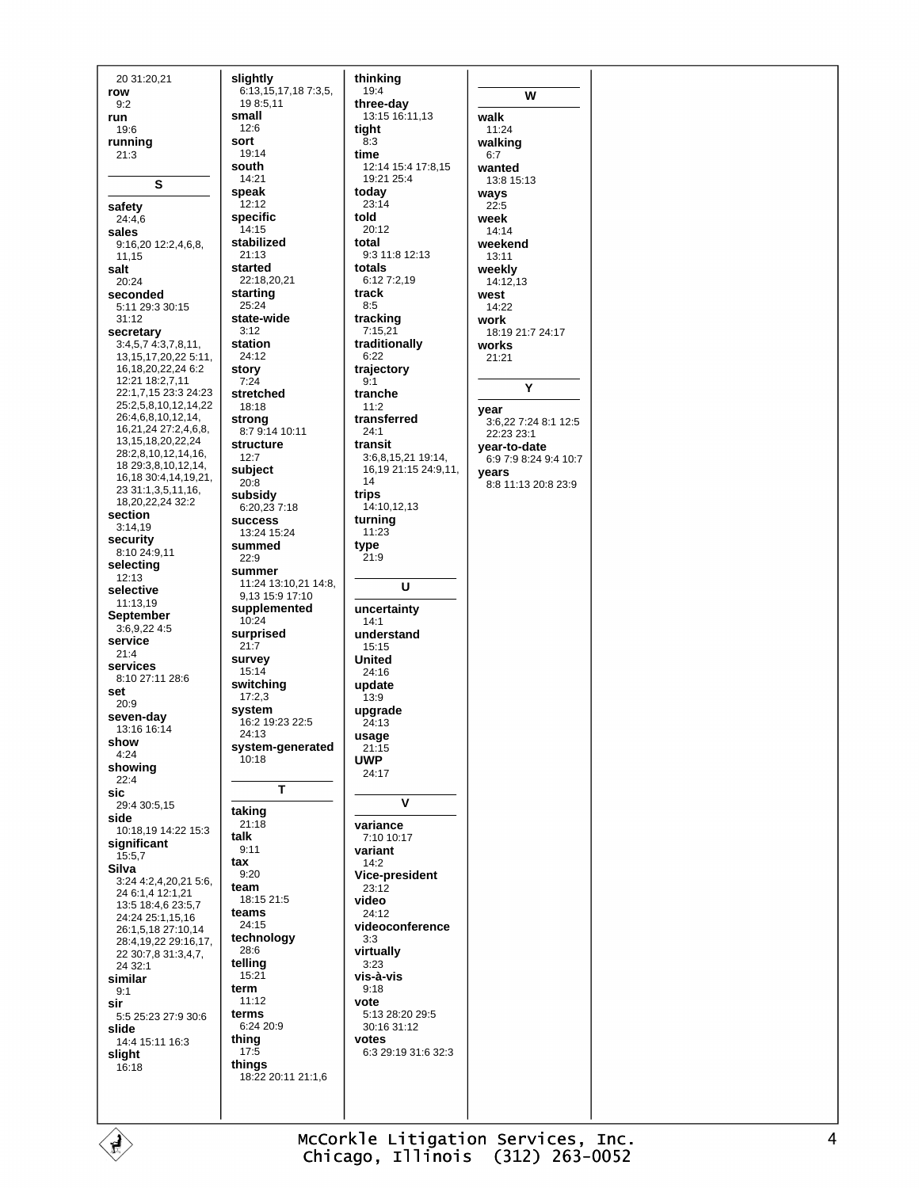20 31:20,21
**row**
9:2
**run**
19:6
**running**
21:3

## S

**safety**
24:4,6
**sales**
9:16,20 12:2,4,6,8, 11,15
**salt**
20:24
**seconded**
5:11 29:3 30:15 31:12
**secretary**
3:4,5,7 4:3,7,8,11, 13,15,17,20,22 5:11, 16,18,20,22,24 6:2 12:21 18:2,7,11 22:1,7,15 23:3 24:23 25:2,5,8,10,12,14,22 26:4,6,8,10,12,14, 16,21,24 27:2,4,6,8, 13,15,18,20,22,24 28:2,8,10,12,14,16, 18 29:3,8,10,12,14, 16,18 30:4,14,19,21, 23 31:1,3,5,11,16, 18,20,22,24 32:2
**section**
3:14,19
**security**
8:10 24:9,11
**selecting**
12:13
**selective**
11:13,19
**September**
3:6,9,22 4:5
**service**
21:4
**services**
8:10 27:11 28:6
**set**
20:9
**seven-day**
13:16 16:14
**show**
4:24
**showing**
22:4
**sic**
29:4 30:5,15
**side**
10:18,19 14:22 15:3
**significant**
15:5,7
**Silva**
3:24 4:2,4,20,21 5:6, 24 6:1,4 12:1,21 13:5 18:4,6 23:5,7 24:24 25:1,15,16 26:1,5,18 27:10,14 28:4,19,22 29:16,17, 22 30:7,8 31:3,4,7, 24 32:1
**similar**
9:1
**sir**
5:5 25:23 27:9 30:6
**slide**
14:4 15:11 16:3
**slight**
16:18
**slightly**
6:13,15,17,18 7:3,5, 19 8:5,11
**small**
12:6
**sort**
19:14
**south**
14:21
**speak**
12:12
**specific**
14:15
**stabilized**
21:13
**started**
22:18,20,21
**starting**
25:24
**state-wide**
3:12
**station**
24:12
**story**
7:24
**stretched**
18:18
**strong**
8:7 9:14 10:11
**structure**
12:7
**subject**
20:8
**subsidy**
6:20,23 7:18
**success**
13:24 15:24
**summed**
22:9
**summer**
11:24 13:10,21 14:8, 9,13 15:9 17:10
**supplemented**
10:24
**surprised**
21:7
**survey**
15:14
**switching**
17:2,3
**system**
16:2 19:23 22:5 24:13
**system-generated**
10:18

## T

**taking**
21:18
**talk**
9:11
**tax**
9:20
**team**
18:15 21:5
**teams**
24:15
**technology**
28:6
**telling**
15:21
**term**
11:12
**terms**
6:24 20:9
**thing**
17:5
**things**
18:22 20:11 21:1,6
**thinking**
19:4
**three-day**
13:15 16:11,13
**tight**
8:3
**time**
12:14 15:4 17:8,15 19:21 25:4
**today**
23:14
**told**
20:12
**total**
9:3 11:8 12:13
**totals**
6:12 7:2,19
**track**
8:5
**tracking**
7:15,21
**traditionally**
6:22
**trajectory**
9:1
**tranche**
11:2
**transferred**
24:1
**transit**
3:6,8,15,21 19:14, 16,19 21:15 24:9,11, 14
**trips**
14:10,12,13
**turning**
11:23
**type**
21:9

## U

**uncertainty**
14:1
**understand**
15:15
**United**
24:16
**update**
13:9
**upgrade**
24:13
**usage**
21:15
**UWP**
24:17

## V

**variance**
7:10 10:17
**variant**
14:2
**Vice-president**
23:12
**video**
24:12
**videoconference**
3:3
**virtually**
3:23
**vis-à-vis**
9:18
**vote**
5:13 28:20 29:5 30:16 31:12
**votes**
6:3 29:19 31:6 32:3

## W

**walk**
11:24
**walking**
6:7
**wanted**
13:8 15:13
**ways**
22:5
**week**
14:14
**weekend**
13:11
**weekly**
14:12,13
**west**
14:22
**work**
18:19 21:7 24:17
**works**
21:21

## Y

**year**
3:6,22 7:24 8:1 12:5 22:23 23:1
**year-to-date**
6:9 7:9 8:24 9:4 10:7
**years**
8:8 11:13 20:8 23:9